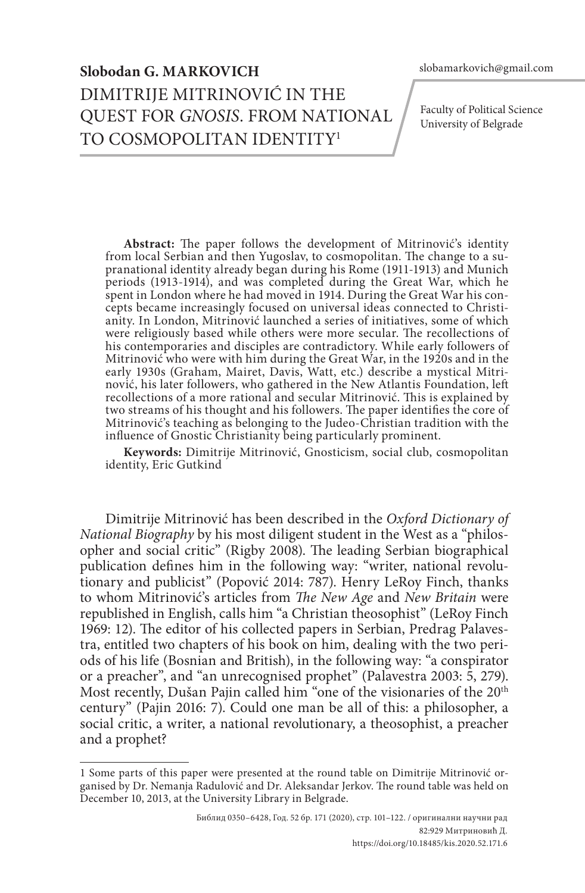**Slobodan G. MARKOVICH**

slobamarkovich@gmail.com

Faculty of Political Science
University of Belgrade

# DIMITRIJE MITRINOVIĆ IN THE QUEST FOR *GNOSIS*. FROM NATIONAL TO COSMOPOLITAN IDENTITY[1]

**Abstract:** The paper follows the development of Mitrinović's identity from local Serbian and then Yugoslav, to cosmopolitan. The change to a supranational identity already began during his Rome (1911-1913) and Munich periods (1913-1914), and was completed during the Great War, which he spent in London where he had moved in 1914. During the Great War his concepts became increasingly focused on universal ideas connected to Christianity. In London, Mitrinović launched a series of initiatives, some of which were religiously based while others were more secular. The recollections of his contemporaries and disciples are contradictory. While early followers of Mitrinović who were with him during the Great War, in the 1920s and in the early 1930s (Graham, Mairet, Davis, Watt, etc.) describe a mystical Mitrinović, his later followers, who gathered in the New Atlantis Foundation, left recollections of a more rational and secular Mitrinović. This is explained by two streams of his thought and his followers. The paper identifies the core of Mitrinović's teaching as belonging to the Judeo-Christian tradition with the influence of Gnostic Christianity being particularly prominent.

**Keywords:** Dimitrije Mitrinović, Gnosticism, social club, cosmopolitan identity, Eric Gutkind

Dimitrije Mitrinović has been described in the *Oxford Dictionary of National Biography* by his most diligent student in the West as a "philosopher and social critic" (Rigby 2008). The leading Serbian biographical publication defines him in the following way: "writer, national revolutionary and publicist" (Popović 2014: 787). Henry LeRoy Finch, thanks to whom Mitrinović's articles from *The New Age* and *New Britain* were republished in English, calls him "a Christian theosophist" (LeRoy Finch 1969: 12). The editor of his collected papers in Serbian, Predrag Palavestra, entitled two chapters of his book on him, dealing with the two periods of his life (Bosnian and British), in the following way: "a conspirator or a preacher", and "an unrecognised prophet" (Palavestra 2003: 5, 279). Most recently, Dušan Pajin called him "one of the visionaries of the 20th century" (Pajin 2016: 7). Could one man be all of this: a philosopher, a social critic, a writer, a national revolutionary, a theosophist, a preacher and a prophet?

---

1 Some parts of this paper were presented at the round table on Dimitrije Mitrinović organised by Dr. Nemanja Radulović and Dr. Aleksandar Jerkov. The round table was held on December 10, 2013, at the University Library in Belgrade.

82:929 Митриновић Д.

https://doi.org/10.18485/kis.2020.52.171.6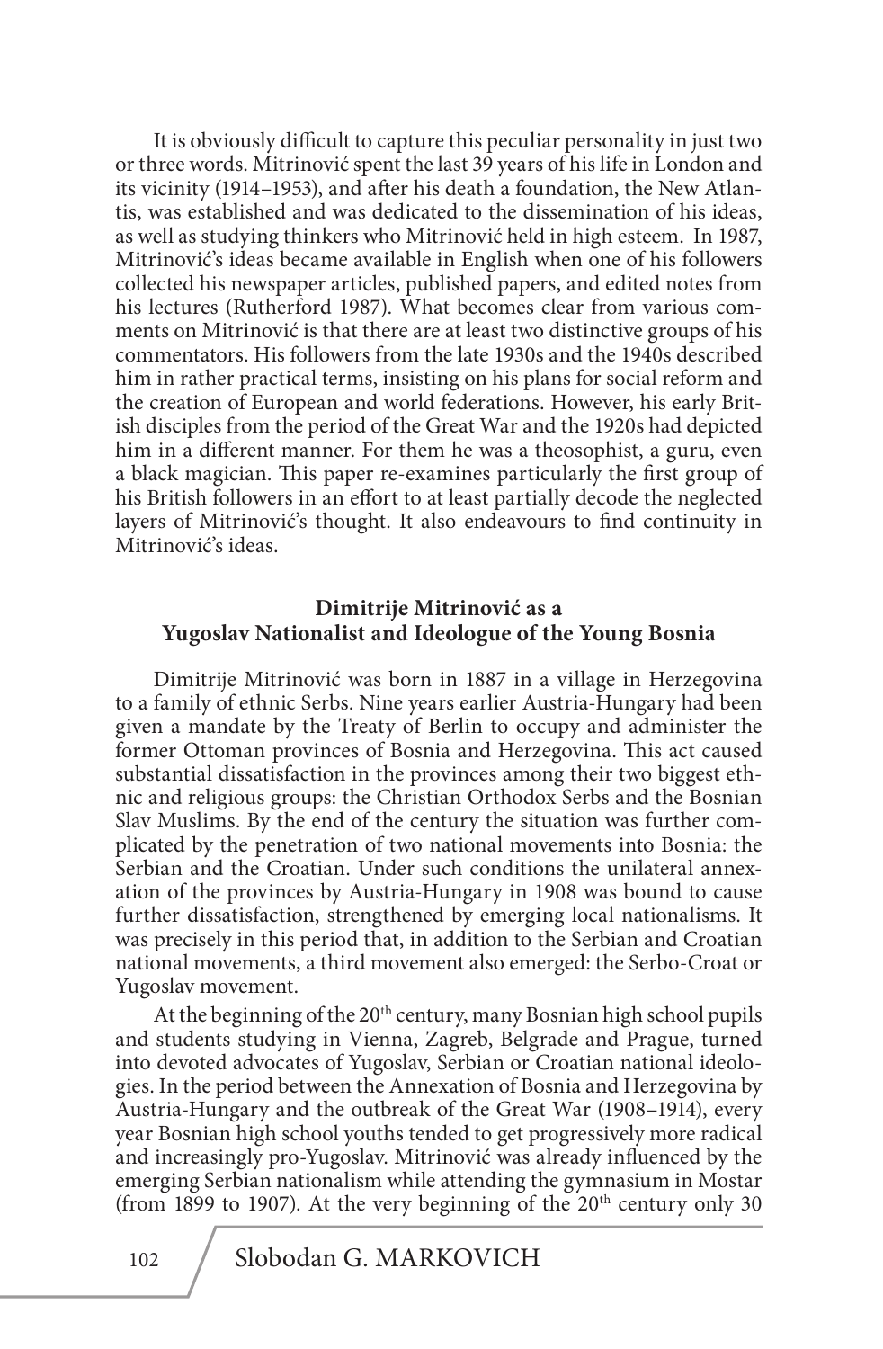It is obviously difficult to capture this peculiar personality in just two or three words. Mitrinović spent the last 39 years of his life in London and its vicinity (1914–1953), and after his death a foundation, the New Atlantis, was established and was dedicated to the dissemination of his ideas, as well as studying thinkers who Mitrinović held in high esteem. In 1987, Mitrinović's ideas became available in English when one of his followers collected his newspaper articles, published papers, and edited notes from his lectures (Rutherford 1987). What becomes clear from various comments on Mitrinović is that there are at least two distinctive groups of his commentators. His followers from the late 1930s and the 1940s described him in rather practical terms, insisting on his plans for social reform and the creation of European and world federations. However, his early British disciples from the period of the Great War and the 1920s had depicted him in a different manner. For them he was a theosophist, a guru, even a black magician. This paper re-examines particularly the first group of his British followers in an effort to at least partially decode the neglected layers of Mitrinović's thought. It also endeavours to find continuity in Mitrinović's ideas.

## Dimitrije Mitrinović as a Yugoslav Nationalist and Ideologue of the Young Bosnia

Dimitrije Mitrinović was born in 1887 in a village in Herzegovina to a family of ethnic Serbs. Nine years earlier Austria-Hungary had been given a mandate by the Treaty of Berlin to occupy and administer the former Ottoman provinces of Bosnia and Herzegovina. This act caused substantial dissatisfaction in the provinces among their two biggest ethnic and religious groups: the Christian Orthodox Serbs and the Bosnian Slav Muslims. By the end of the century the situation was further complicated by the penetration of two national movements into Bosnia: the Serbian and the Croatian. Under such conditions the unilateral annexation of the provinces by Austria-Hungary in 1908 was bound to cause further dissatisfaction, strengthened by emerging local nationalisms. It was precisely in this period that, in addition to the Serbian and Croatian national movements, a third movement also emerged: the Serbo-Croat or Yugoslav movement.

At the beginning of the 20th century, many Bosnian high school pupils and students studying in Vienna, Zagreb, Belgrade and Prague, turned into devoted advocates of Yugoslav, Serbian or Croatian national ideologies. In the period between the Annexation of Bosnia and Herzegovina by Austria-Hungary and the outbreak of the Great War (1908–1914), every year Bosnian high school youths tended to get progressively more radical and increasingly pro-Yugoslav. Mitrinović was already influenced by the emerging Serbian nationalism while attending the gymnasium in Mostar (from 1899 to 1907). At the very beginning of the 20th century only 30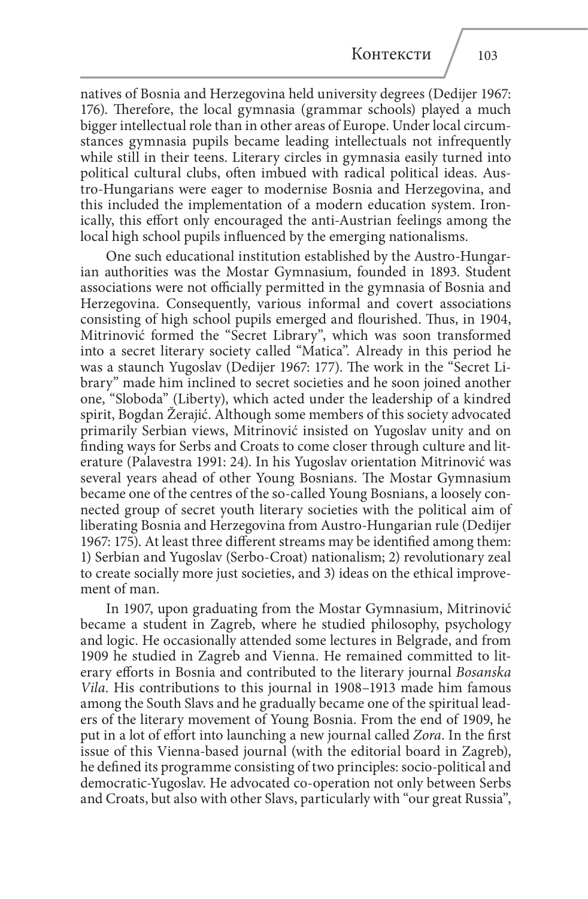natives of Bosnia and Herzegovina held university degrees (Dedijer 1967: 176). Therefore, the local gymnasia (grammar schools) played a much bigger intellectual role than in other areas of Europe. Under local circumstances gymnasia pupils became leading intellectuals not infrequently while still in their teens. Literary circles in gymnasia easily turned into political cultural clubs, often imbued with radical political ideas. Austro-Hungarians were eager to modernise Bosnia and Herzegovina, and this included the implementation of a modern education system. Ironically, this effort only encouraged the anti-Austrian feelings among the local high school pupils influenced by the emerging nationalisms.

One such educational institution established by the Austro-Hungarian authorities was the Mostar Gymnasium, founded in 1893. Student associations were not officially permitted in the gymnasia of Bosnia and Herzegovina. Consequently, various informal and covert associations consisting of high school pupils emerged and flourished. Thus, in 1904, Mitrinović formed the "Secret Library", which was soon transformed into a secret literary society called "Matica". Already in this period he was a staunch Yugoslav (Dedijer 1967: 177). The work in the "Secret Library" made him inclined to secret societies and he soon joined another one, "Sloboda" (Liberty), which acted under the leadership of a kindred spirit, Bogdan Žerajić. Although some members of this society advocated primarily Serbian views, Mitrinović insisted on Yugoslav unity and on finding ways for Serbs and Croats to come closer through culture and literature (Palavestra 1991: 24). In his Yugoslav orientation Mitrinović was several years ahead of other Young Bosnians. The Mostar Gymnasium became one of the centres of the so-called Young Bosnians, a loosely connected group of secret youth literary societies with the political aim of liberating Bosnia and Herzegovina from Austro-Hungarian rule (Dedijer 1967: 175). At least three different streams may be identified among them: 1) Serbian and Yugoslav (Serbo-Croat) nationalism; 2) revolutionary zeal to create socially more just societies, and 3) ideas on the ethical improvement of man.

In 1907, upon graduating from the Mostar Gymnasium, Mitrinović became a student in Zagreb, where he studied philosophy, psychology and logic. He occasionally attended some lectures in Belgrade, and from 1909 he studied in Zagreb and Vienna. He remained committed to literary efforts in Bosnia and contributed to the literary journal *Bosanska Vila*. His contributions to this journal in 1908–1913 made him famous among the South Slavs and he gradually became one of the spiritual leaders of the literary movement of Young Bosnia. From the end of 1909, he put in a lot of effort into launching a new journal called *Zora*. In the first issue of this Vienna-based journal (with the editorial board in Zagreb), he defined its programme consisting of two principles: socio-political and democratic-Yugoslav. He advocated co-operation not only between Serbs and Croats, but also with other Slavs, particularly with "our great Russia",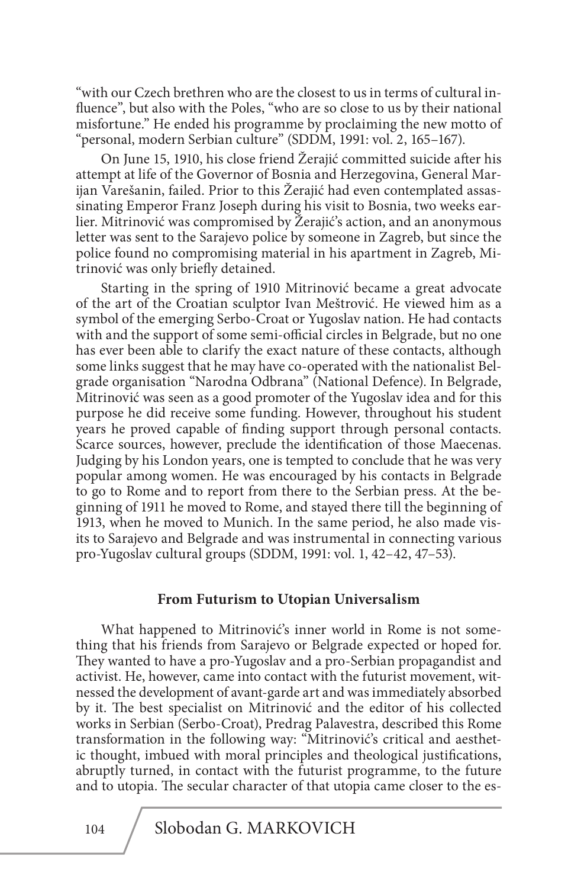"with our Czech brethren who are the closest to us in terms of cultural influence", but also with the Poles, "who are so close to us by their national misfortune." He ended his programme by proclaiming the new motto of "personal, modern Serbian culture" (SDDM, 1991: vol. 2, 165–167).

On June 15, 1910, his close friend Žerajić committed suicide after his attempt at life of the Governor of Bosnia and Herzegovina, General Marijan Varešanin, failed. Prior to this Žerajić had even contemplated assassinating Emperor Franz Joseph during his visit to Bosnia, two weeks earlier. Mitrinović was compromised by Žerajić's action, and an anonymous letter was sent to the Sarajevo police by someone in Zagreb, but since the police found no compromising material in his apartment in Zagreb, Mitrinović was only briefly detained.

Starting in the spring of 1910 Mitrinović became a great advocate of the art of the Croatian sculptor Ivan Meštrović. He viewed him as a symbol of the emerging Serbo-Croat or Yugoslav nation. He had contacts with and the support of some semi-official circles in Belgrade, but no one has ever been able to clarify the exact nature of these contacts, although some links suggest that he may have co-operated with the nationalist Belgrade organisation "Narodna Odbrana" (National Defence). In Belgrade, Mitrinović was seen as a good promoter of the Yugoslav idea and for this purpose he did receive some funding. However, throughout his student years he proved capable of finding support through personal contacts. Scarce sources, however, preclude the identification of those Maecenas. Judging by his London years, one is tempted to conclude that he was very popular among women. He was encouraged by his contacts in Belgrade to go to Rome and to report from there to the Serbian press. At the beginning of 1911 he moved to Rome, and stayed there till the beginning of 1913, when he moved to Munich. In the same period, he also made visits to Sarajevo and Belgrade and was instrumental in connecting various pro-Yugoslav cultural groups (SDDM, 1991: vol. 1, 42–42, 47–53).

## From Futurism to Utopian Universalism

What happened to Mitrinović's inner world in Rome is not something that his friends from Sarajevo or Belgrade expected or hoped for. They wanted to have a pro-Yugoslav and a pro-Serbian propagandist and activist. He, however, came into contact with the futurist movement, witnessed the development of avant-garde art and was immediately absorbed by it. The best specialist on Mitrinović and the editor of his collected works in Serbian (Serbo-Croat), Predrag Palavestra, described this Rome transformation in the following way: "Mitrinović's critical and aesthetic thought, imbued with moral principles and theological justifications, abruptly turned, in contact with the futurist programme, to the future and to utopia. The secular character of that utopia came closer to the es-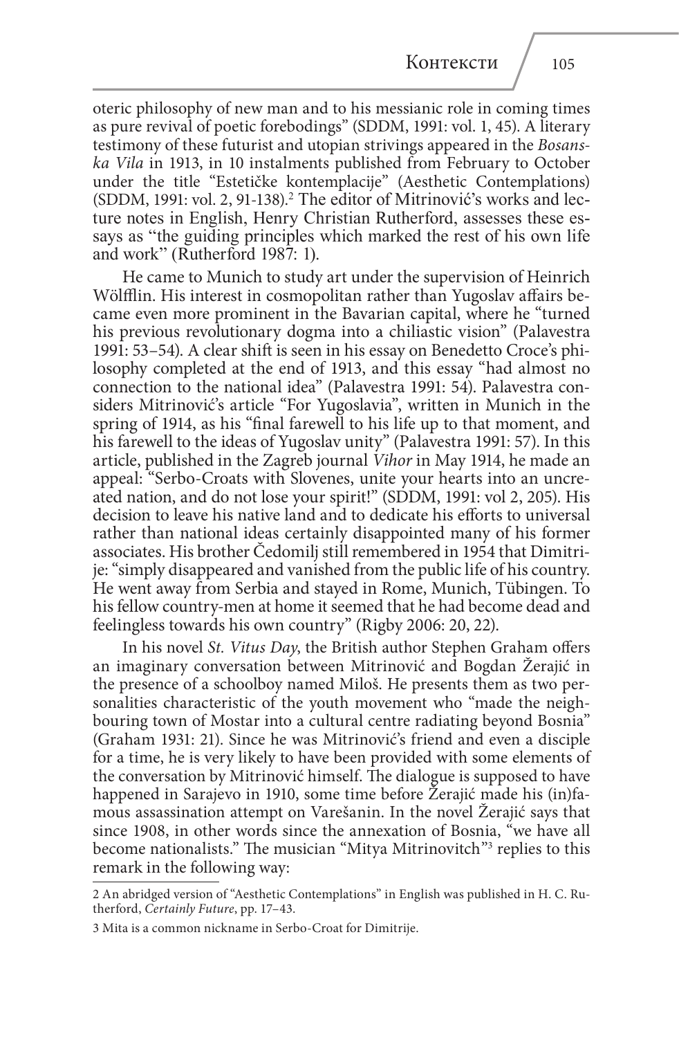oteric philosophy of new man and to his messianic role in coming times as pure revival of poetic forebodings" (SDDM, 1991: vol. 1, 45). A literary testimony of these futurist and utopian strivings appeared in the *Bosanska Vila* in 1913, in 10 instalments published from February to October under the title "Estetičke kontemplacije" (Aesthetic Contemplations) (SDDM, 1991: vol. 2, 91-138).[2] The editor of Mitrinović's works and lecture notes in English, Henry Christian Rutherford, assesses these essays as "the guiding principles which marked the rest of his own life and work" (Rutherford 1987: 1).

He came to Munich to study art under the supervision of Heinrich Wölfflin. His interest in cosmopolitan rather than Yugoslav affairs became even more prominent in the Bavarian capital, where he "turned his previous revolutionary dogma into a chiliastic vision" (Palavestra 1991: 53–54). A clear shift is seen in his essay on Benedetto Croce's philosophy completed at the end of 1913, and this essay "had almost no connection to the national idea" (Palavestra 1991: 54). Palavestra considers Mitrinović's article "For Yugoslavia", written in Munich in the spring of 1914, as his "final farewell to his life up to that moment, and his farewell to the ideas of Yugoslav unity" (Palavestra 1991: 57). In this article, published in the Zagreb journal *Vihor* in May 1914, he made an appeal: "Serbo-Croats with Slovenes, unite your hearts into an uncreated nation, and do not lose your spirit!" (SDDM, 1991: vol 2, 205). His decision to leave his native land and to dedicate his efforts to universal rather than national ideas certainly disappointed many of his former associates. His brother Čedomilj still remembered in 1954 that Dimitrije: "simply disappeared and vanished from the public life of his country. He went away from Serbia and stayed in Rome, Munich, Tübingen. To his fellow country-men at home it seemed that he had become dead and feelingless towards his own country" (Rigby 2006: 20, 22).

In his novel *St. Vitus Day*, the British author Stephen Graham offers an imaginary conversation between Mitrinović and Bogdan Žerajić in the presence of a schoolboy named Miloš. He presents them as two personalities characteristic of the youth movement who "made the neighbouring town of Mostar into a cultural centre radiating beyond Bosnia" (Graham 1931: 21). Since he was Mitrinović's friend and even a disciple for a time, he is very likely to have been provided with some elements of the conversation by Mitrinović himself. The dialogue is supposed to have happened in Sarajevo in 1910, some time before Žerajić made his (in)famous assassination attempt on Varešanin. In the novel Žerajić says that since 1908, in other words since the annexation of Bosnia, "we have all become nationalists." The musician "Mitya Mitrinovitch"[3] replies to this remark in the following way:

---

2 An abridged version of "Aesthetic Contemplations" in English was published in H. C. Rutherford, *Certainly Future*, pp. 17–43.

3 Mita is a common nickname in Serbo-Croat for Dimitrije.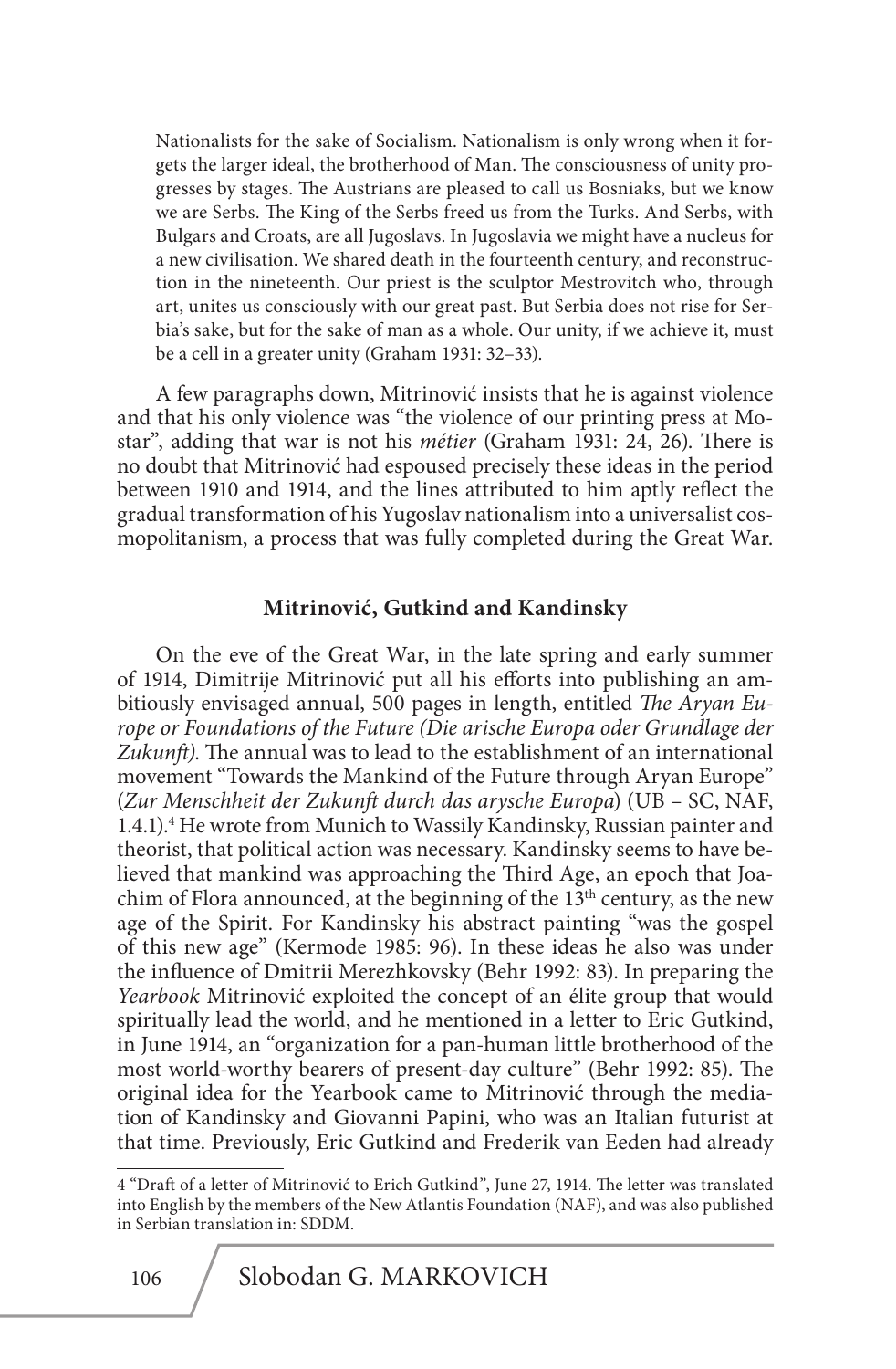> Nationalists for the sake of Socialism. Nationalism is only wrong when it forgets the larger ideal, the brotherhood of Man. The consciousness of unity progresses by stages. The Austrians are pleased to call us Bosniaks, but we know we are Serbs. The King of the Serbs freed us from the Turks. And Serbs, with Bulgars and Croats, are all Jugoslavs. In Jugoslavia we might have a nucleus for a new civilisation. We shared death in the fourteenth century, and reconstruction in the nineteenth. Our priest is the sculptor Mestrovitch who, through art, unites us consciously with our great past. But Serbia does not rise for Serbia's sake, but for the sake of man as a whole. Our unity, if we achieve it, must be a cell in a greater unity (Graham 1931: 32–33).

A few paragraphs down, Mitrinović insists that he is against violence and that his only violence was "the violence of our printing press at Mostar", adding that war is not his *métier* (Graham 1931: 24, 26). There is no doubt that Mitrinović had espoused precisely these ideas in the period between 1910 and 1914, and the lines attributed to him aptly reflect the gradual transformation of his Yugoslav nationalism into a universalist cosmopolitanism, a process that was fully completed during the Great War.

### Mitrinović, Gutkind and Kandinsky

On the eve of the Great War, in the late spring and early summer of 1914, Dimitrije Mitrinović put all his efforts into publishing an ambitiously envisaged annual, 500 pages in length, entitled *The Aryan Europe or Foundations of the Future (Die arische Europa oder Grundlage der Zukunft)*. The annual was to lead to the establishment of an international movement "Towards the Mankind of the Future through Aryan Europe" (*Zur Menschheit der Zukunft durch das arysche Europa*) (UB – SC, NAF, 1.4.1).[4] He wrote from Munich to Wassily Kandinsky, Russian painter and theorist, that political action was necessary. Kandinsky seems to have believed that mankind was approaching the Third Age, an epoch that Joachim of Flora announced, at the beginning of the 13th century, as the new age of the Spirit. For Kandinsky his abstract painting "was the gospel of this new age" (Kermode 1985: 96). In these ideas he also was under the influence of Dmitrii Merezhkovsky (Behr 1992: 83). In preparing the *Yearbook* Mitrinović exploited the concept of an élite group that would spiritually lead the world, and he mentioned in a letter to Eric Gutkind, in June 1914, an "organization for a pan-human little brotherhood of the most world-worthy bearers of present-day culture" (Behr 1992: 85). The original idea for the Yearbook came to Mitrinović through the mediation of Kandinsky and Giovanni Papini, who was an Italian futurist at that time. Previously, Eric Gutkind and Frederik van Eeden had already

---

4 "Draft of a letter of Mitrinović to Erich Gutkind", June 27, 1914. The letter was translated into English by the members of the New Atlantis Foundation (NAF), and was also published in Serbian translation in: SDDM.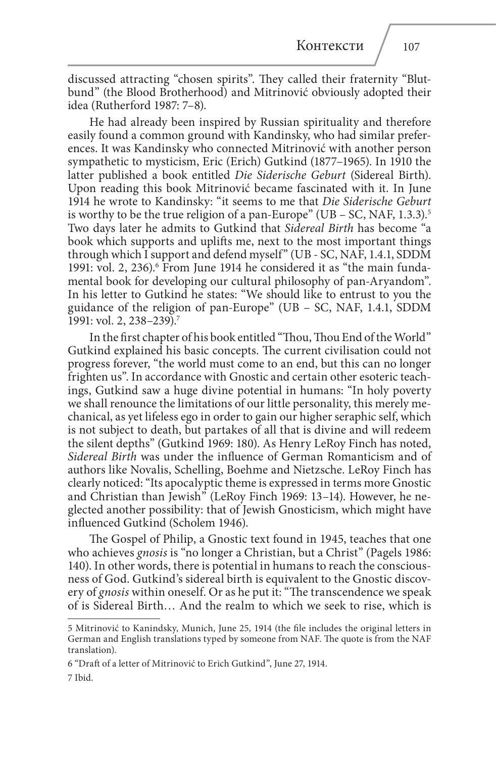discussed attracting "chosen spirits". They called their fraternity "Blutbund" (the Blood Brotherhood) and Mitrinović obviously adopted their idea (Rutherford 1987: 7–8).

He had already been inspired by Russian spirituality and therefore easily found a common ground with Kandinsky, who had similar preferences. It was Kandinsky who connected Mitrinović with another person sympathetic to mysticism, Eric (Erich) Gutkind (1877–1965). In 1910 the latter published a book entitled *Die Siderische Geburt* (Sidereal Birth). Upon reading this book Mitrinović became fascinated with it. In June 1914 he wrote to Kandinsky: "it seems to me that *Die Siderische Geburt* is worthy to be the true religion of a pan-Europe" (UB – SC, NAF, 1.3.3).[5] Two days later he admits to Gutkind that *Sidereal Birth* has become "a book which supports and uplifts me, next to the most important things through which I support and defend myself" (UB - SC, NAF, 1.4.1, SDDM 1991: vol. 2, 236).[6] From June 1914 he considered it as "the main fundamental book for developing our cultural philosophy of pan-Aryandom". In his letter to Gutkind he states: "We should like to entrust to you the guidance of the religion of pan-Europe" (UB – SC, NAF, 1.4.1, SDDM 1991: vol. 2, 238–239).[7]

In the first chapter of his book entitled "Thou, Thou End of the World" Gutkind explained his basic concepts. The current civilisation could not progress forever, "the world must come to an end, but this can no longer frighten us". In accordance with Gnostic and certain other esoteric teachings, Gutkind saw a huge divine potential in humans: "In holy poverty we shall renounce the limitations of our little personality, this merely mechanical, as yet lifeless ego in order to gain our higher seraphic self, which is not subject to death, but partakes of all that is divine and will redeem the silent depths" (Gutkind 1969: 180). As Henry LeRoy Finch has noted, *Sidereal Birth* was under the influence of German Romanticism and of authors like Novalis, Schelling, Boehme and Nietzsche. LeRoy Finch has clearly noticed: "Its apocalyptic theme is expressed in terms more Gnostic and Christian than Jewish" (LeRoy Finch 1969: 13–14). However, he neglected another possibility: that of Jewish Gnosticism, which might have influenced Gutkind (Scholem 1946).

The Gospel of Philip, a Gnostic text found in 1945, teaches that one who achieves *gnosis* is "no longer a Christian, but a Christ" (Pagels 1986: 140). In other words, there is potential in humans to reach the consciousness of God. Gutkind's sidereal birth is equivalent to the Gnostic discovery of *gnosis* within oneself. Or as he put it: "The transcendence we speak of is Sidereal Birth… And the realm to which we seek to rise, which is

5 Mitrinović to Kanindsky, Munich, June 25, 1914 (the file includes the original letters in German and English translations typed by someone from NAF. The quote is from the NAF translation).

6 "Draft of a letter of Mitrinović to Erich Gutkind", June 27, 1914.

7 Ibid.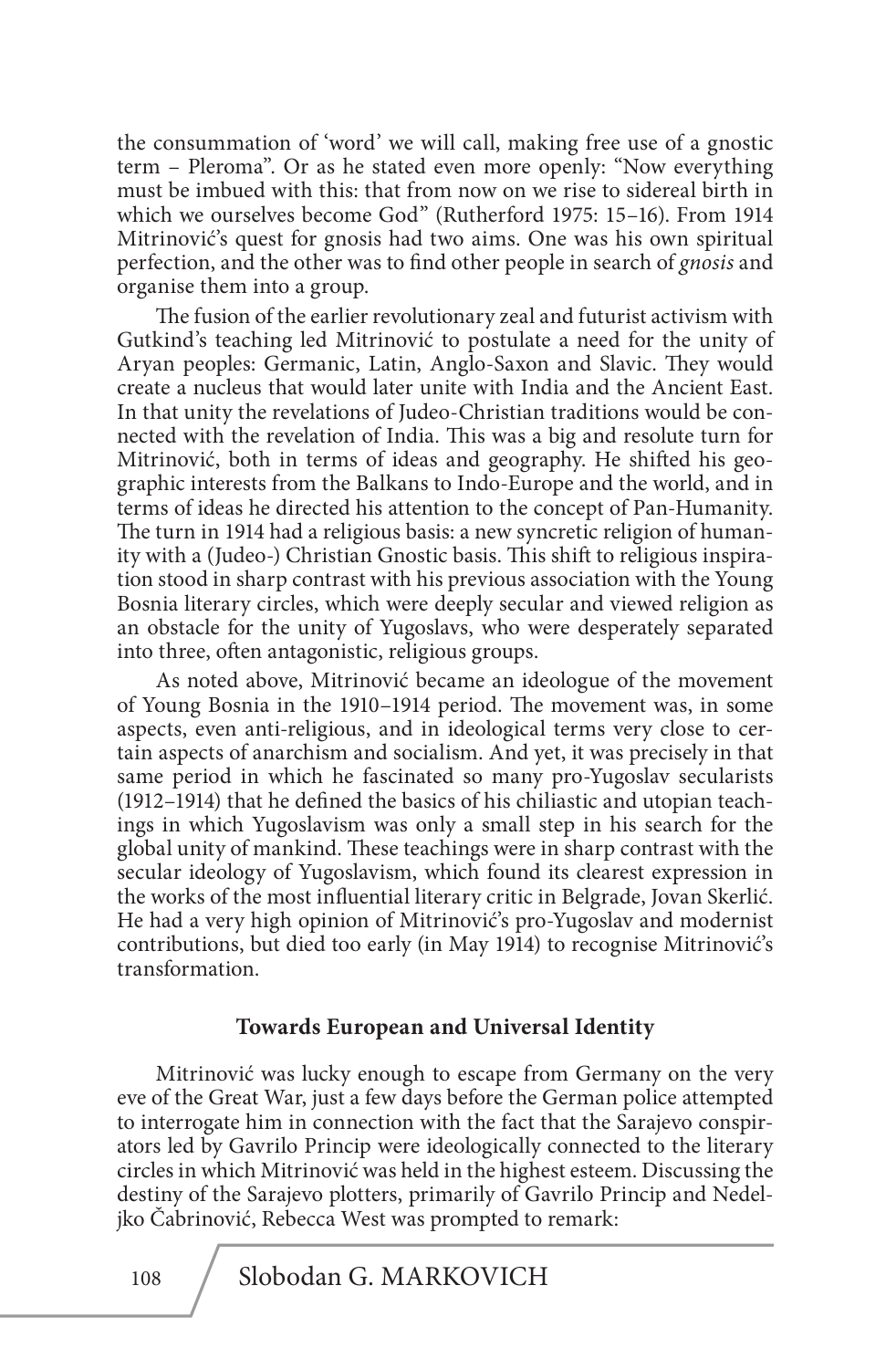the consummation of 'word' we will call, making free use of a gnostic term – Pleroma". Or as he stated even more openly: "Now everything must be imbued with this: that from now on we rise to sidereal birth in which we ourselves become God" (Rutherford 1975: 15–16). From 1914 Mitrinović's quest for gnosis had two aims. One was his own spiritual perfection, and the other was to find other people in search of *gnosis* and organise them into a group.

The fusion of the earlier revolutionary zeal and futurist activism with Gutkind's teaching led Mitrinović to postulate a need for the unity of Aryan peoples: Germanic, Latin, Anglo-Saxon and Slavic. They would create a nucleus that would later unite with India and the Ancient East. In that unity the revelations of Judeo-Christian traditions would be connected with the revelation of India. This was a big and resolute turn for Mitrinović, both in terms of ideas and geography. He shifted his geographic interests from the Balkans to Indo-Europe and the world, and in terms of ideas he directed his attention to the concept of Pan-Humanity. The turn in 1914 had a religious basis: a new syncretic religion of humanity with a (Judeo-) Christian Gnostic basis. This shift to religious inspiration stood in sharp contrast with his previous association with the Young Bosnia literary circles, which were deeply secular and viewed religion as an obstacle for the unity of Yugoslavs, who were desperately separated into three, often antagonistic, religious groups.

As noted above, Mitrinović became an ideologue of the movement of Young Bosnia in the 1910–1914 period. The movement was, in some aspects, even anti-religious, and in ideological terms very close to certain aspects of anarchism and socialism. And yet, it was precisely in that same period in which he fascinated so many pro-Yugoslav secularists (1912–1914) that he defined the basics of his chiliastic and utopian teachings in which Yugoslavism was only a small step in his search for the global unity of mankind. These teachings were in sharp contrast with the secular ideology of Yugoslavism, which found its clearest expression in the works of the most influential literary critic in Belgrade, Jovan Skerlić. He had a very high opinion of Mitrinović's pro-Yugoslav and modernist contributions, but died too early (in May 1914) to recognise Mitrinović's transformation.

## Towards European and Universal Identity

Mitrinović was lucky enough to escape from Germany on the very eve of the Great War, just a few days before the German police attempted to interrogate him in connection with the fact that the Sarajevo conspirators led by Gavrilo Princip were ideologically connected to the literary circles in which Mitrinović was held in the highest esteem. Discussing the destiny of the Sarajevo plotters, primarily of Gavrilo Princip and Nedeljko Čabrinović, Rebecca West was prompted to remark: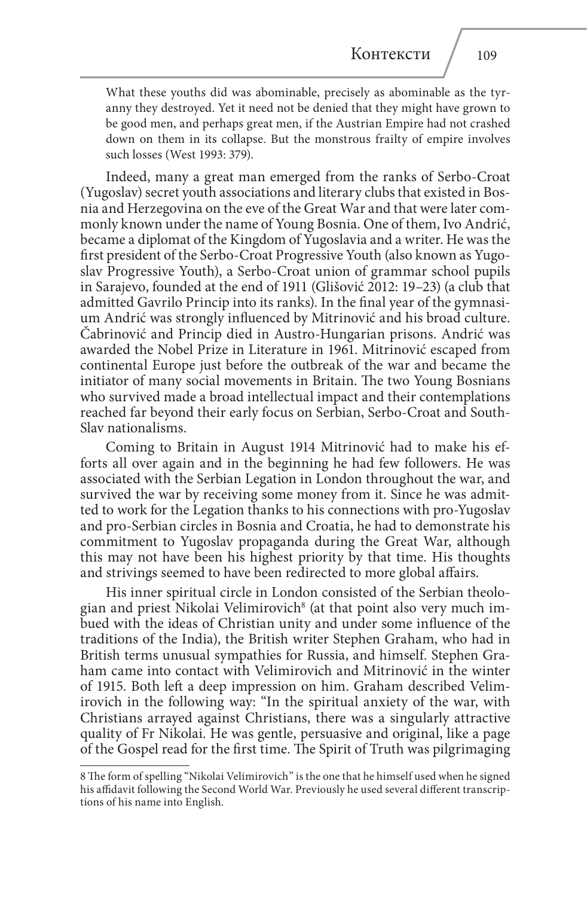> What these youths did was abominable, precisely as abominable as the tyranny they destroyed. Yet it need not be denied that they might have grown to be good men, and perhaps great men, if the Austrian Empire had not crashed down on them in its collapse. But the monstrous frailty of empire involves such losses (West 1993: 379).

Indeed, many a great man emerged from the ranks of Serbo-Croat (Yugoslav) secret youth associations and literary clubs that existed in Bosnia and Herzegovina on the eve of the Great War and that were later commonly known under the name of Young Bosnia. One of them, Ivo Andrić, became a diplomat of the Kingdom of Yugoslavia and a writer. He was the first president of the Serbo-Croat Progressive Youth (also known as Yugoslav Progressive Youth), a Serbo-Croat union of grammar school pupils in Sarajevo, founded at the end of 1911 (Glišović 2012: 19–23) (a club that admitted Gavrilo Princip into its ranks). In the final year of the gymnasium Andrić was strongly influenced by Mitrinović and his broad culture. Čabrinović and Princip died in Austro-Hungarian prisons. Andrić was awarded the Nobel Prize in Literature in 1961. Mitrinović escaped from continental Europe just before the outbreak of the war and became the initiator of many social movements in Britain. The two Young Bosnians who survived made a broad intellectual impact and their contemplations reached far beyond their early focus on Serbian, Serbo-Croat and South-Slav nationalisms.

Coming to Britain in August 1914 Mitrinović had to make his efforts all over again and in the beginning he had few followers. He was associated with the Serbian Legation in London throughout the war, and survived the war by receiving some money from it. Since he was admitted to work for the Legation thanks to his connections with pro-Yugoslav and pro-Serbian circles in Bosnia and Croatia, he had to demonstrate his commitment to Yugoslav propaganda during the Great War, although this may not have been his highest priority by that time. His thoughts and strivings seemed to have been redirected to more global affairs.

His inner spiritual circle in London consisted of the Serbian theologian and priest Nikolai Velimirovich[8] (at that point also very much imbued with the ideas of Christian unity and under some influence of the traditions of the India), the British writer Stephen Graham, who had in British terms unusual sympathies for Russia, and himself. Stephen Graham came into contact with Velimirovich and Mitrinović in the winter of 1915. Both left a deep impression on him. Graham described Velimirovich in the following way: "In the spiritual anxiety of the war, with Christians arrayed against Christians, there was a singularly attractive quality of Fr Nikolai. He was gentle, persuasive and original, like a page of the Gospel read for the first time. The Spirit of Truth was pilgrimaging

---

8 The form of spelling "Nikolai Velimirovich" is the one that he himself used when he signed his affidavit following the Second World War. Previously he used several different transcriptions of his name into English.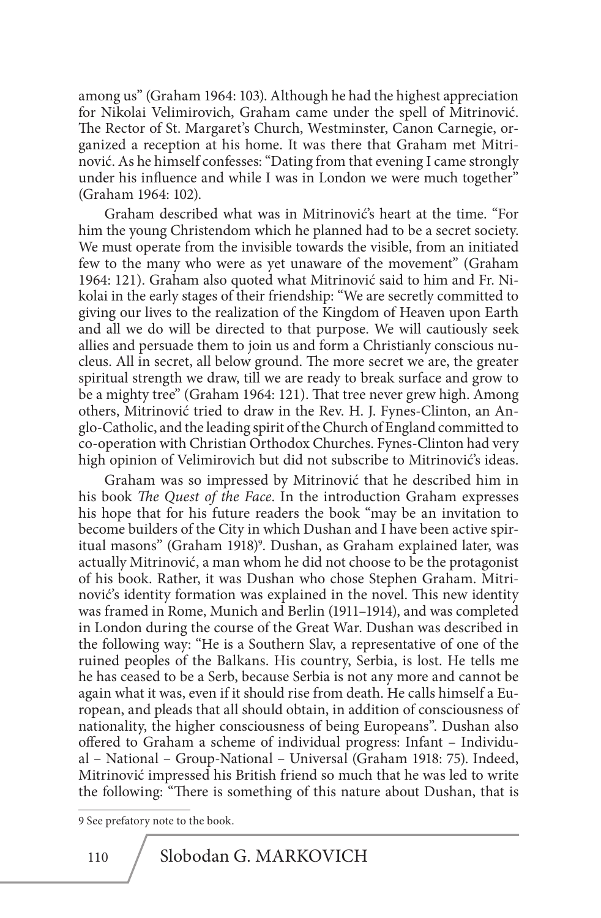among us" (Graham 1964: 103). Although he had the highest appreciation for Nikolai Velimirovich, Graham came under the spell of Mitrinović. The Rector of St. Margaret's Church, Westminster, Canon Carnegie, organized a reception at his home. It was there that Graham met Mitrinović. As he himself confesses: "Dating from that evening I came strongly under his influence and while I was in London we were much together" (Graham 1964: 102).

Graham described what was in Mitrinović's heart at the time. "For him the young Christendom which he planned had to be a secret society. We must operate from the invisible towards the visible, from an initiated few to the many who were as yet unaware of the movement" (Graham 1964: 121). Graham also quoted what Mitrinović said to him and Fr. Nikolai in the early stages of their friendship: "We are secretly committed to giving our lives to the realization of the Kingdom of Heaven upon Earth and all we do will be directed to that purpose. We will cautiously seek allies and persuade them to join us and form a Christianly conscious nucleus. All in secret, all below ground. The more secret we are, the greater spiritual strength we draw, till we are ready to break surface and grow to be a mighty tree" (Graham 1964: 121). That tree never grew high. Among others, Mitrinović tried to draw in the Rev. H. J. Fynes-Clinton, an Anglo-Catholic, and the leading spirit of the Church of England committed to co-operation with Christian Orthodox Churches. Fynes-Clinton had very high opinion of Velimirovich but did not subscribe to Mitrinović's ideas.

Graham was so impressed by Mitrinović that he described him in his book *The Quest of the Face*. In the introduction Graham expresses his hope that for his future readers the book "may be an invitation to become builders of the City in which Dushan and I have been active spiritual masons" (Graham 1918)[9]. Dushan, as Graham explained later, was actually Mitrinović, a man whom he did not choose to be the protagonist of his book. Rather, it was Dushan who chose Stephen Graham. Mitrinović's identity formation was explained in the novel. This new identity was framed in Rome, Munich and Berlin (1911–1914), and was completed in London during the course of the Great War. Dushan was described in the following way: "He is a Southern Slav, a representative of one of the ruined peoples of the Balkans. His country, Serbia, is lost. He tells me he has ceased to be a Serb, because Serbia is not any more and cannot be again what it was, even if it should rise from death. He calls himself a European, and pleads that all should obtain, in addition of consciousness of nationality, the higher consciousness of being Europeans". Dushan also offered to Graham a scheme of individual progress: Infant – Individual – National – Group-National – Universal (Graham 1918: 75). Indeed, Mitrinović impressed his British friend so much that he was led to write the following: "There is something of this nature about Dushan, that is

[9] See prefatory note to the book.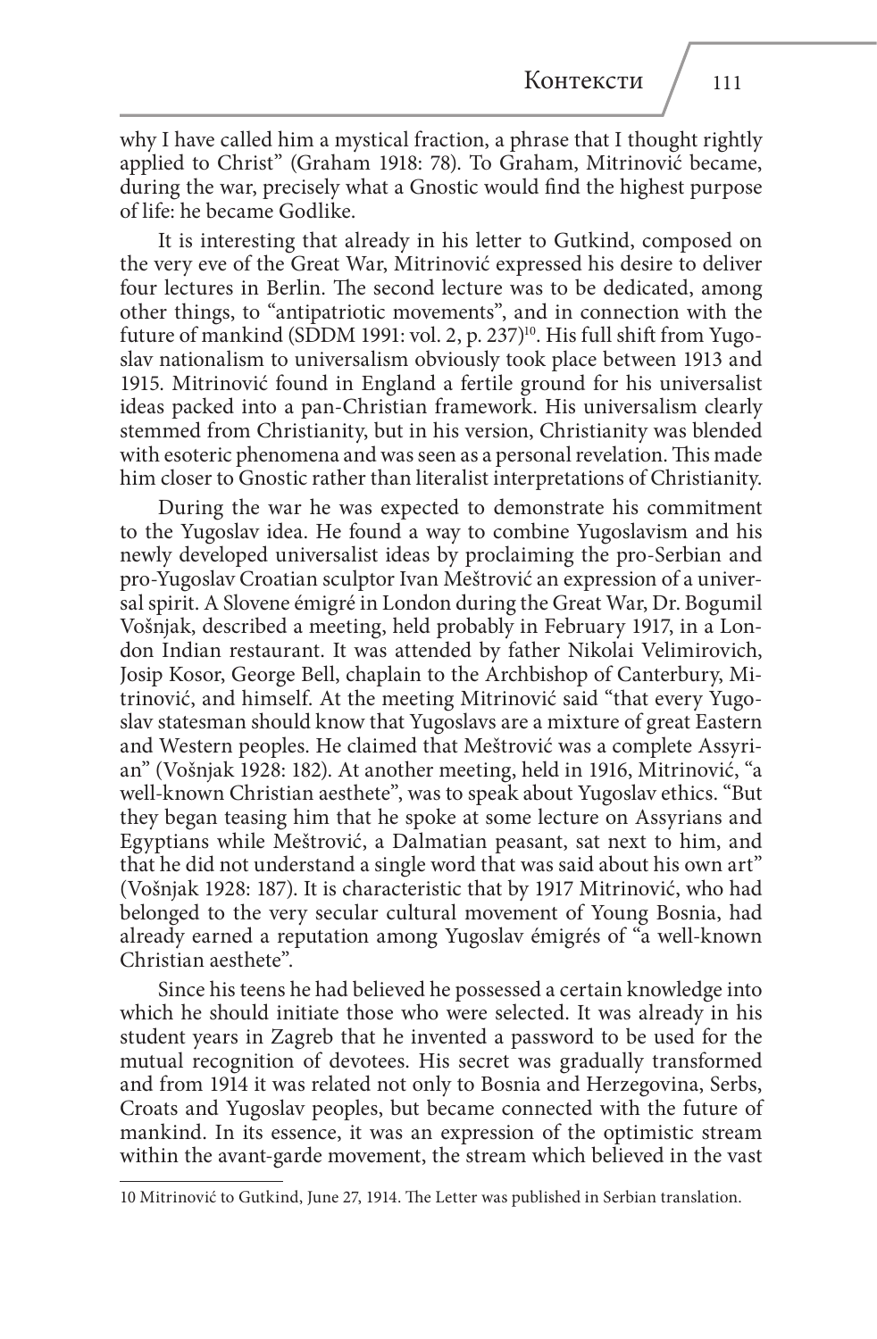why I have called him a mystical fraction, a phrase that I thought rightly applied to Christ" (Graham 1918: 78). To Graham, Mitrinović became, during the war, precisely what a Gnostic would find the highest purpose of life: he became Godlike.

It is interesting that already in his letter to Gutkind, composed on the very eve of the Great War, Mitrinović expressed his desire to deliver four lectures in Berlin. The second lecture was to be dedicated, among other things, to "antipatriotic movements", and in connection with the future of mankind (SDDM 1991: vol. 2, p. 237)[10]. His full shift from Yugoslav nationalism to universalism obviously took place between 1913 and 1915. Mitrinović found in England a fertile ground for his universalist ideas packed into a pan-Christian framework. His universalism clearly stemmed from Christianity, but in his version, Christianity was blended with esoteric phenomena and was seen as a personal revelation. This made him closer to Gnostic rather than literalist interpretations of Christianity.

During the war he was expected to demonstrate his commitment to the Yugoslav idea. He found a way to combine Yugoslavism and his newly developed universalist ideas by proclaiming the pro-Serbian and pro-Yugoslav Croatian sculptor Ivan Meštrović an expression of a universal spirit. A Slovene émigré in London during the Great War, Dr. Bogumil Vošnjak, described a meeting, held probably in February 1917, in a London Indian restaurant. It was attended by father Nikolai Velimirovich, Josip Kosor, George Bell, chaplain to the Archbishop of Canterbury, Mitrinović, and himself. At the meeting Mitrinović said "that every Yugoslav statesman should know that Yugoslavs are a mixture of great Eastern and Western peoples. He claimed that Meštrović was a complete Assyrian" (Vošnjak 1928: 182). At another meeting, held in 1916, Mitrinović, "a well-known Christian aesthete", was to speak about Yugoslav ethics. "But they began teasing him that he spoke at some lecture on Assyrians and Egyptians while Meštrović, a Dalmatian peasant, sat next to him, and that he did not understand a single word that was said about his own art" (Vošnjak 1928: 187). It is characteristic that by 1917 Mitrinović, who had belonged to the very secular cultural movement of Young Bosnia, had already earned a reputation among Yugoslav émigrés of "a well-known Christian aesthete".

Since his teens he had believed he possessed a certain knowledge into which he should initiate those who were selected. It was already in his student years in Zagreb that he invented a password to be used for the mutual recognition of devotees. His secret was gradually transformed and from 1914 it was related not only to Bosnia and Herzegovina, Serbs, Croats and Yugoslav peoples, but became connected with the future of mankind. In its essence, it was an expression of the optimistic stream within the avant-garde movement, the stream which believed in the vast

---

10 Mitrinović to Gutkind, June 27, 1914. The Letter was published in Serbian translation.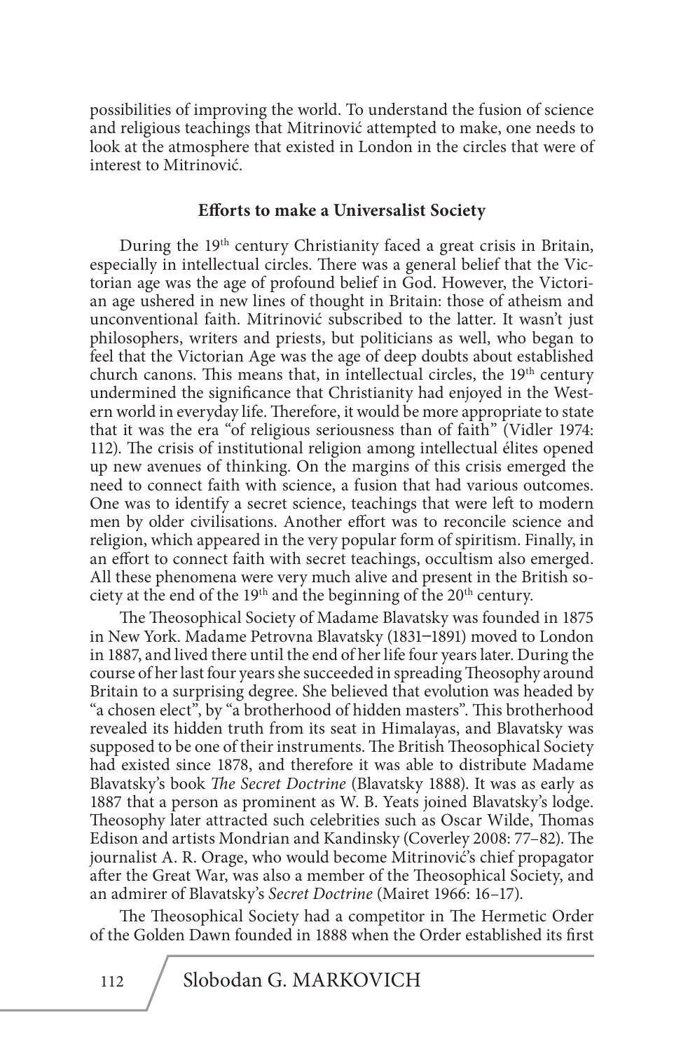possibilities of improving the world. To understand the fusion of science and religious teachings that Mitrinović attempted to make, one needs to look at the atmosphere that existed in London in the circles that were of interest to Mitrinović.

### Efforts to make a Universalist Society

During the 19th century Christianity faced a great crisis in Britain, especially in intellectual circles. There was a general belief that the Victorian age was the age of profound belief in God. However, the Victorian age ushered in new lines of thought in Britain: those of atheism and unconventional faith. Mitrinović subscribed to the latter. It wasn't just philosophers, writers and priests, but politicians as well, who began to feel that the Victorian Age was the age of deep doubts about established church canons. This means that, in intellectual circles, the 19th century undermined the significance that Christianity had enjoyed in the Western world in everyday life. Therefore, it would be more appropriate to state that it was the era "of religious seriousness than of faith" (Vidler 1974: 112). The crisis of institutional religion among intellectual élites opened up new avenues of thinking. On the margins of this crisis emerged the need to connect faith with science, a fusion that had various outcomes. One was to identify a secret science, teachings that were left to modern men by older civilisations. Another effort was to reconcile science and religion, which appeared in the very popular form of spiritism. Finally, in an effort to connect faith with secret teachings, occultism also emerged. All these phenomena were very much alive and present in the British society at the end of the 19th and the beginning of the 20th century.

The Theosophical Society of Madame Blavatsky was founded in 1875 in New York. Madame Petrovna Blavatsky (1831–1891) moved to London in 1887, and lived there until the end of her life four years later. During the course of her last four years she succeeded in spreading Theosophy around Britain to a surprising degree. She believed that evolution was headed by "a chosen elect", by "a brotherhood of hidden masters". This brotherhood revealed its hidden truth from its seat in Himalayas, and Blavatsky was supposed to be one of their instruments. The British Theosophical Society had existed since 1878, and therefore it was able to distribute Madame Blavatsky's book *The Secret Doctrine* (Blavatsky 1888). It was as early as 1887 that a person as prominent as W. B. Yeats joined Blavatsky's lodge. Theosophy later attracted such celebrities such as Oscar Wilde, Thomas Edison and artists Mondrian and Kandinsky (Coverley 2008: 77–82). The journalist A. R. Orage, who would become Mitrinović's chief propagator after the Great War, was also a member of the Theosophical Society, and an admirer of Blavatsky's *Secret Doctrine* (Mairet 1966: 16–17).

The Theosophical Society had a competitor in The Hermetic Order of the Golden Dawn founded in 1888 when the Order established its first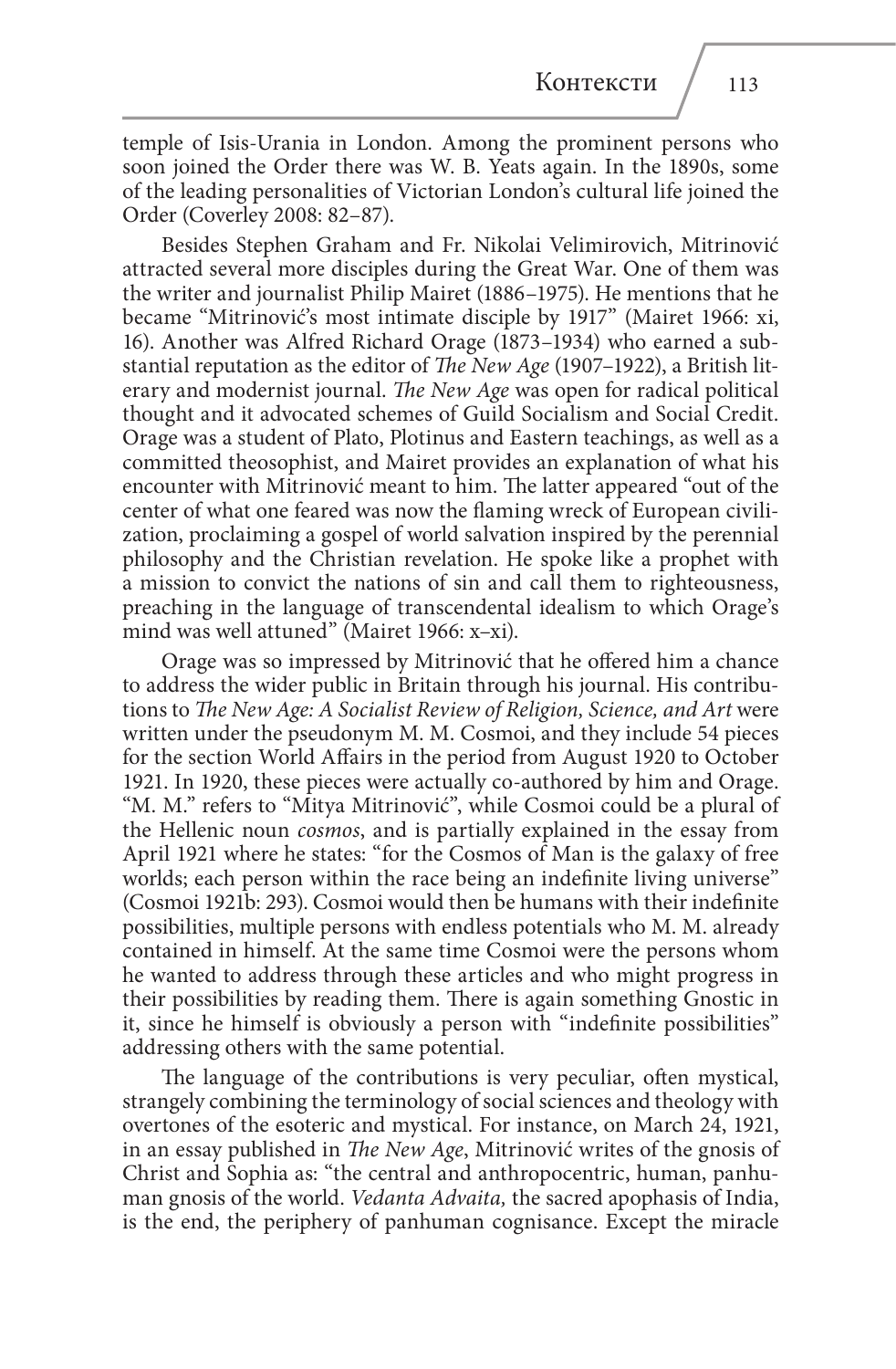temple of Isis-Urania in London. Among the prominent persons who soon joined the Order there was W. B. Yeats again. In the 1890s, some of the leading personalities of Victorian London's cultural life joined the Order (Coverley 2008: 82–87).

Besides Stephen Graham and Fr. Nikolai Velimirovich, Mitrinović attracted several more disciples during the Great War. One of them was the writer and journalist Philip Mairet (1886–1975). He mentions that he became "Mitrinović's most intimate disciple by 1917" (Mairet 1966: xi, 16). Another was Alfred Richard Orage (1873–1934) who earned a substantial reputation as the editor of *The New Age* (1907–1922), a British literary and modernist journal. *The New Age* was open for radical political thought and it advocated schemes of Guild Socialism and Social Credit. Orage was a student of Plato, Plotinus and Eastern teachings, as well as a committed theosophist, and Mairet provides an explanation of what his encounter with Mitrinović meant to him. The latter appeared "out of the center of what one feared was now the flaming wreck of European civilization, proclaiming a gospel of world salvation inspired by the perennial philosophy and the Christian revelation. He spoke like a prophet with a mission to convict the nations of sin and call them to righteousness, preaching in the language of transcendental idealism to which Orage's mind was well attuned" (Mairet 1966: x–xi).

Orage was so impressed by Mitrinović that he offered him a chance to address the wider public in Britain through his journal. His contributions to *The New Age: A Socialist Review of Religion, Science, and Art* were written under the pseudonym M. M. Cosmoi, and they include 54 pieces for the section World Affairs in the period from August 1920 to October 1921. In 1920, these pieces were actually co-authored by him and Orage. "M. M." refers to "Mitya Mitrinović", while Cosmoi could be a plural of the Hellenic noun *cosmos*, and is partially explained in the essay from April 1921 where he states: "for the Cosmos of Man is the galaxy of free worlds; each person within the race being an indefinite living universe" (Cosmoi 1921b: 293). Cosmoi would then be humans with their indefinite possibilities, multiple persons with endless potentials who M. M. already contained in himself. At the same time Cosmoi were the persons whom he wanted to address through these articles and who might progress in their possibilities by reading them. There is again something Gnostic in it, since he himself is obviously a person with "indefinite possibilities" addressing others with the same potential.

The language of the contributions is very peculiar, often mystical, strangely combining the terminology of social sciences and theology with overtones of the esoteric and mystical. For instance, on March 24, 1921, in an essay published in *The New Age*, Mitrinović writes of the gnosis of Christ and Sophia as: "the central and anthropocentric, human, panhuman gnosis of the world. *Vedanta Advaita,* the sacred apophasis of India, is the end, the periphery of panhuman cognisance. Except the miracle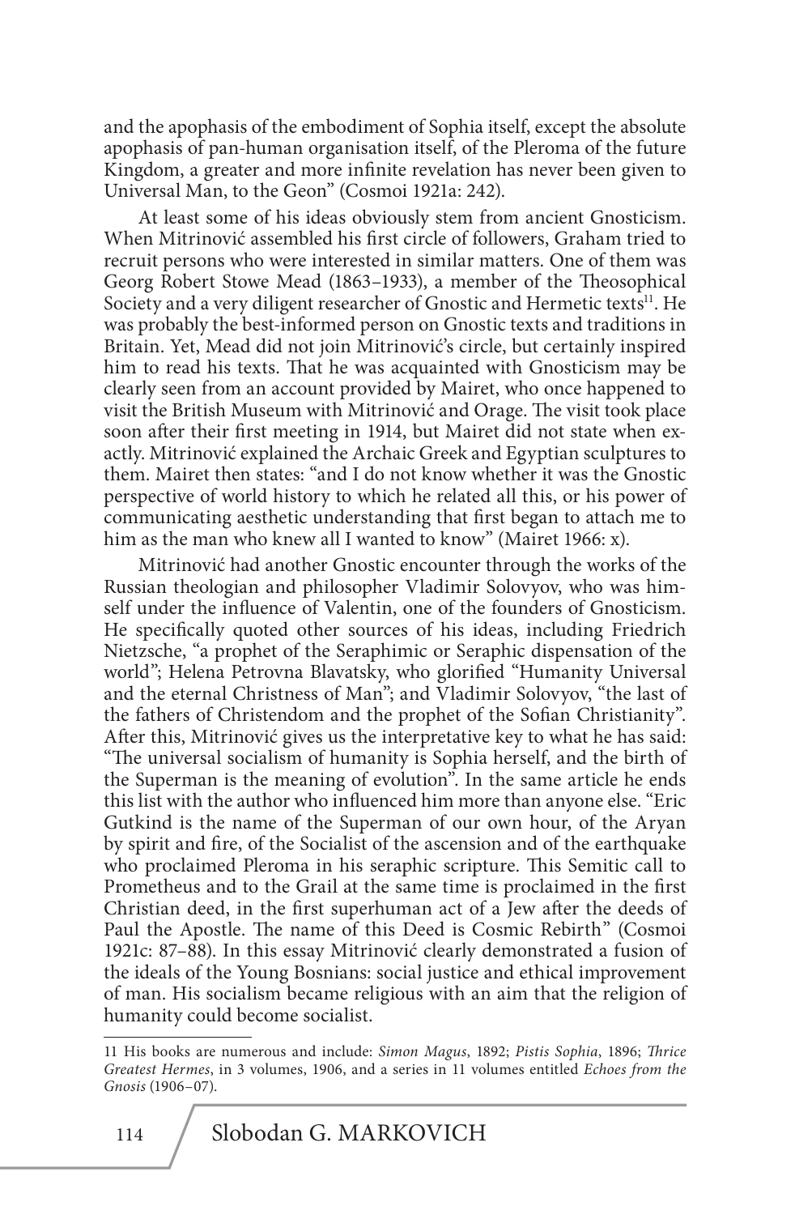and the apophasis of the embodiment of Sophia itself, except the absolute apophasis of pan-human organisation itself, of the Pleroma of the future Kingdom, a greater and more infinite revelation has never been given to Universal Man, to the Geon" (Cosmoi 1921a: 242).

At least some of his ideas obviously stem from ancient Gnosticism. When Mitrinović assembled his first circle of followers, Graham tried to recruit persons who were interested in similar matters. One of them was Georg Robert Stowe Mead (1863–1933), a member of the Theosophical Society and a very diligent researcher of Gnostic and Hermetic texts[11]. He was probably the best-informed person on Gnostic texts and traditions in Britain. Yet, Mead did not join Mitrinović's circle, but certainly inspired him to read his texts. That he was acquainted with Gnosticism may be clearly seen from an account provided by Mairet, who once happened to visit the British Museum with Mitrinović and Orage. The visit took place soon after their first meeting in 1914, but Mairet did not state when exactly. Mitrinović explained the Archaic Greek and Egyptian sculptures to them. Mairet then states: "and I do not know whether it was the Gnostic perspective of world history to which he related all this, or his power of communicating aesthetic understanding that first began to attach me to him as the man who knew all I wanted to know" (Mairet 1966: x).

Mitrinović had another Gnostic encounter through the works of the Russian theologian and philosopher Vladimir Solovyov, who was himself under the influence of Valentin, one of the founders of Gnosticism. He specifically quoted other sources of his ideas, including Friedrich Nietzsche, "a prophet of the Seraphimic or Seraphic dispensation of the world"; Helena Petrovna Blavatsky, who glorified "Humanity Universal and the eternal Christness of Man"; and Vladimir Solovyov, "the last of the fathers of Christendom and the prophet of the Sofian Christianity". After this, Mitrinović gives us the interpretative key to what he has said: "The universal socialism of humanity is Sophia herself, and the birth of the Superman is the meaning of evolution". In the same article he ends this list with the author who influenced him more than anyone else. "Eric Gutkind is the name of the Superman of our own hour, of the Aryan by spirit and fire, of the Socialist of the ascension and of the earthquake who proclaimed Pleroma in his seraphic scripture. This Semitic call to Prometheus and to the Grail at the same time is proclaimed in the first Christian deed, in the first superhuman act of a Jew after the deeds of Paul the Apostle. The name of this Deed is Cosmic Rebirth" (Cosmoi 1921c: 87–88). In this essay Mitrinović clearly demonstrated a fusion of the ideals of the Young Bosnians: social justice and ethical improvement of man. His socialism became religious with an aim that the religion of humanity could become socialist.

---

11 His books are numerous and include: *Simon Magus*, 1892; *Pistis Sophia*, 1896; *Thrice Greatest Hermes*, in 3 volumes, 1906, and a series in 11 volumes entitled *Echoes from the Gnosis* (1906–07).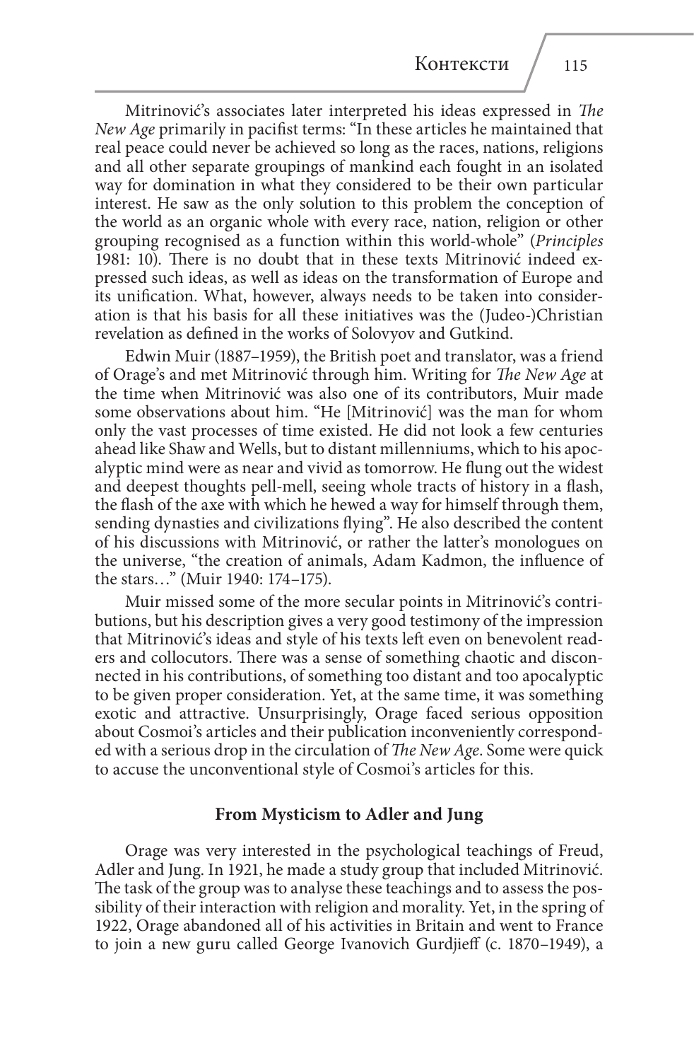Mitrinović's associates later interpreted his ideas expressed in *The New Age* primarily in pacifist terms: "In these articles he maintained that real peace could never be achieved so long as the races, nations, religions and all other separate groupings of mankind each fought in an isolated way for domination in what they considered to be their own particular interest. He saw as the only solution to this problem the conception of the world as an organic whole with every race, nation, religion or other grouping recognised as a function within this world-whole" (*Principles* 1981: 10). There is no doubt that in these texts Mitrinović indeed expressed such ideas, as well as ideas on the transformation of Europe and its unification. What, however, always needs to be taken into consideration is that his basis for all these initiatives was the (Judeo-)Christian revelation as defined in the works of Solovyov and Gutkind.

Edwin Muir (1887–1959), the British poet and translator, was a friend of Orage's and met Mitrinović through him. Writing for *The New Age* at the time when Mitrinović was also one of its contributors, Muir made some observations about him. "He [Mitrinović] was the man for whom only the vast processes of time existed. He did not look a few centuries ahead like Shaw and Wells, but to distant millenniums, which to his apocalyptic mind were as near and vivid as tomorrow. He flung out the widest and deepest thoughts pell-mell, seeing whole tracts of history in a flash, the flash of the axe with which he hewed a way for himself through them, sending dynasties and civilizations flying". He also described the content of his discussions with Mitrinović, or rather the latter's monologues on the universe, "the creation of animals, Adam Kadmon, the influence of the stars…" (Muir 1940: 174–175).

Muir missed some of the more secular points in Mitrinović's contributions, but his description gives a very good testimony of the impression that Mitrinović's ideas and style of his texts left even on benevolent readers and collocutors. There was a sense of something chaotic and disconnected in his contributions, of something too distant and too apocalyptic to be given proper consideration. Yet, at the same time, it was something exotic and attractive. Unsurprisingly, Orage faced serious opposition about Cosmoi's articles and their publication inconveniently corresponded with a serious drop in the circulation of *The New Age*. Some were quick to accuse the unconventional style of Cosmoi's articles for this.

## From Mysticism to Adler and Jung

Orage was very interested in the psychological teachings of Freud, Adler and Jung. In 1921, he made a study group that included Mitrinović. The task of the group was to analyse these teachings and to assess the possibility of their interaction with religion and morality. Yet, in the spring of 1922, Orage abandoned all of his activities in Britain and went to France to join a new guru called George Ivanovich Gurdjieff (c. 1870–1949), a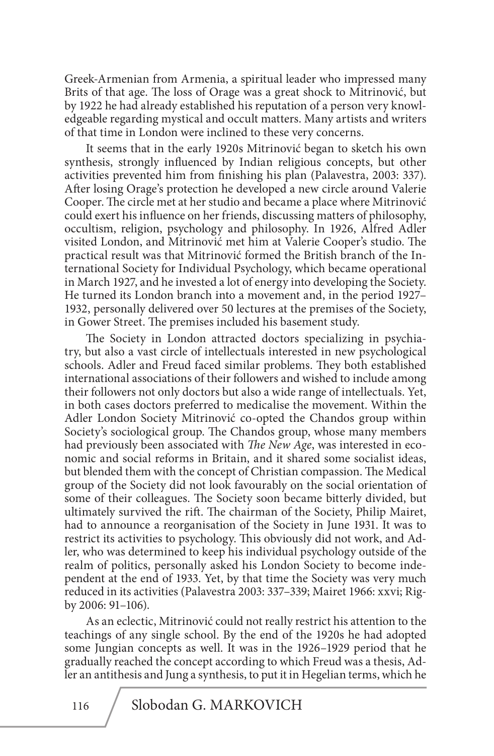Greek-Armenian from Armenia, a spiritual leader who impressed many Brits of that age. The loss of Orage was a great shock to Mitrinović, but by 1922 he had already established his reputation of a person very knowledgeable regarding mystical and occult matters. Many artists and writers of that time in London were inclined to these very concerns.

It seems that in the early 1920s Mitrinović began to sketch his own synthesis, strongly influenced by Indian religious concepts, but other activities prevented him from finishing his plan (Palavestra, 2003: 337). After losing Orage's protection he developed a new circle around Valerie Cooper. The circle met at her studio and became a place where Mitrinović could exert his influence on her friends, discussing matters of philosophy, occultism, religion, psychology and philosophy. In 1926, Alfred Adler visited London, and Mitrinović met him at Valerie Cooper's studio. The practical result was that Mitrinović formed the British branch of the International Society for Individual Psychology, which became operational in March 1927, and he invested a lot of energy into developing the Society. He turned its London branch into a movement and, in the period 1927–1932, personally delivered over 50 lectures at the premises of the Society, in Gower Street. The premises included his basement study.

The Society in London attracted doctors specializing in psychiatry, but also a vast circle of intellectuals interested in new psychological schools. Adler and Freud faced similar problems. They both established international associations of their followers and wished to include among their followers not only doctors but also a wide range of intellectuals. Yet, in both cases doctors preferred to medicalise the movement. Within the Adler London Society Mitrinović co-opted the Chandos group within Society's sociological group. The Chandos group, whose many members had previously been associated with *The New Age*, was interested in economic and social reforms in Britain, and it shared some socialist ideas, but blended them with the concept of Christian compassion. The Medical group of the Society did not look favourably on the social orientation of some of their colleagues. The Society soon became bitterly divided, but ultimately survived the rift. The chairman of the Society, Philip Mairet, had to announce a reorganisation of the Society in June 1931. It was to restrict its activities to psychology. This obviously did not work, and Adler, who was determined to keep his individual psychology outside of the realm of politics, personally asked his London Society to become independent at the end of 1933. Yet, by that time the Society was very much reduced in its activities (Palavestra 2003: 337–339; Mairet 1966: xxvi; Rigby 2006: 91–106).

As an eclectic, Mitrinović could not really restrict his attention to the teachings of any single school. By the end of the 1920s he had adopted some Jungian concepts as well. It was in the 1926–1929 period that he gradually reached the concept according to which Freud was a thesis, Adler an antithesis and Jung a synthesis, to put it in Hegelian terms, which he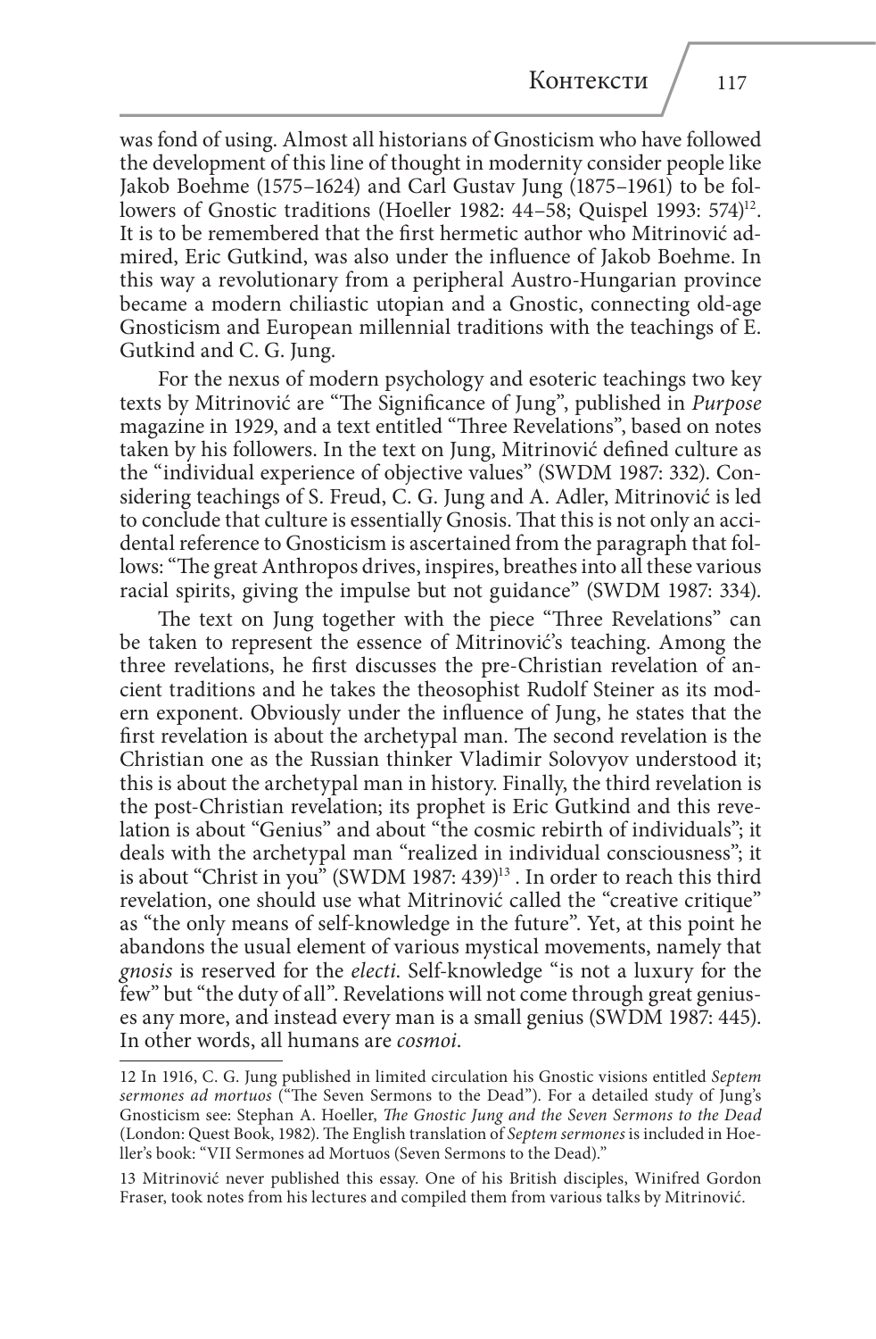was fond of using. Almost all historians of Gnosticism who have followed the development of this line of thought in modernity consider people like Jakob Boehme (1575–1624) and Carl Gustav Jung (1875–1961) to be followers of Gnostic traditions (Hoeller 1982: 44–58; Quispel 1993: 574)[12]. It is to be remembered that the first hermetic author who Mitrinović admired, Eric Gutkind, was also under the influence of Jakob Boehme. In this way a revolutionary from a peripheral Austro-Hungarian province became a modern chiliastic utopian and a Gnostic, connecting old-age Gnosticism and European millennial traditions with the teachings of E. Gutkind and C. G. Jung.

For the nexus of modern psychology and esoteric teachings two key texts by Mitrinović are "The Significance of Jung", published in *Purpose* magazine in 1929, and a text entitled "Three Revelations", based on notes taken by his followers. In the text on Jung, Mitrinović defined culture as the "individual experience of objective values" (SWDM 1987: 332). Considering teachings of S. Freud, C. G. Jung and A. Adler, Mitrinović is led to conclude that culture is essentially Gnosis. That this is not only an accidental reference to Gnosticism is ascertained from the paragraph that follows: "The great Anthropos drives, inspires, breathes into all these various racial spirits, giving the impulse but not guidance" (SWDM 1987: 334).

The text on Jung together with the piece "Three Revelations" can be taken to represent the essence of Mitrinović's teaching. Among the three revelations, he first discusses the pre-Christian revelation of ancient traditions and he takes the theosophist Rudolf Steiner as its modern exponent. Obviously under the influence of Jung, he states that the first revelation is about the archetypal man. The second revelation is the Christian one as the Russian thinker Vladimir Solovyov understood it; this is about the archetypal man in history. Finally, the third revelation is the post-Christian revelation; its prophet is Eric Gutkind and this revelation is about "Genius" and about "the cosmic rebirth of individuals"; it deals with the archetypal man "realized in individual consciousness"; it is about "Christ in you" (SWDM 1987: 439)[13] . In order to reach this third revelation, one should use what Mitrinović called the "creative critique" as "the only means of self-knowledge in the future". Yet, at this point he abandons the usual element of various mystical movements, namely that *gnosis* is reserved for the *electi*. Self-knowledge "is not a luxury for the few" but "the duty of all". Revelations will not come through great geniuses any more, and instead every man is a small genius (SWDM 1987: 445). In other words, all humans are *cosmoi*.

---

12 In 1916, C. G. Jung published in limited circulation his Gnostic visions entitled *Septem sermones ad mortuos* ("The Seven Sermons to the Dead"). For a detailed study of Jung's Gnosticism see: Stephan A. Hoeller, *The Gnostic Jung and the Seven Sermons to the Dead* (London: Quest Book, 1982). The English translation of *Septem sermones* is included in Hoeller's book: "VII Sermones ad Mortuos (Seven Sermons to the Dead)."

13 Mitrinović never published this essay. One of his British disciples, Winifred Gordon Fraser, took notes from his lectures and compiled them from various talks by Mitrinović.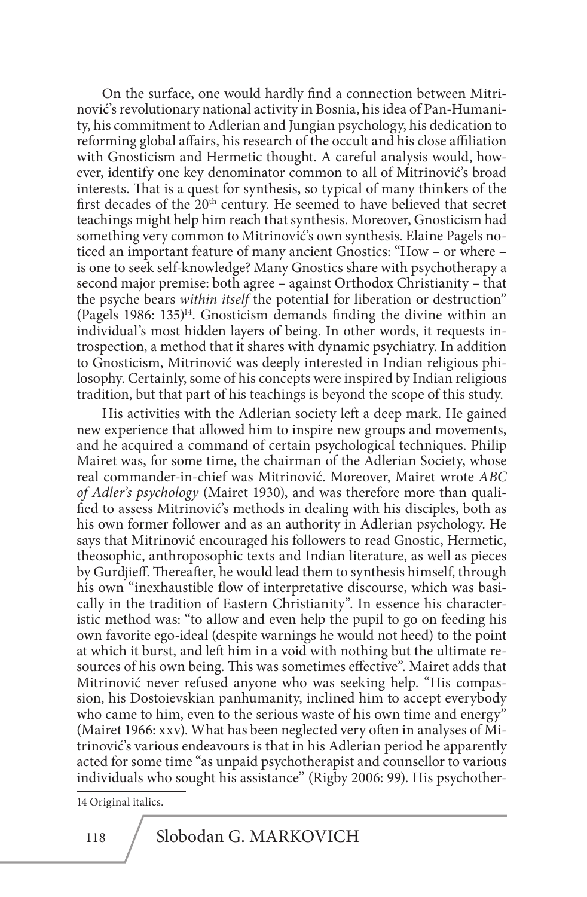On the surface, one would hardly find a connection between Mitrinović's revolutionary national activity in Bosnia, his idea of Pan-Humanity, his commitment to Adlerian and Jungian psychology, his dedication to reforming global affairs, his research of the occult and his close affiliation with Gnosticism and Hermetic thought. A careful analysis would, however, identify one key denominator common to all of Mitrinović's broad interests. That is a quest for synthesis, so typical of many thinkers of the first decades of the 20th century. He seemed to have believed that secret teachings might help him reach that synthesis. Moreover, Gnosticism had something very common to Mitrinović's own synthesis. Elaine Pagels noticed an important feature of many ancient Gnostics: "How – or where – is one to seek self-knowledge? Many Gnostics share with psychotherapy a second major premise: both agree – against Orthodox Christianity – that the psyche bears *within itself* the potential for liberation or destruction" (Pagels 1986: 135)[14]. Gnosticism demands finding the divine within an individual's most hidden layers of being. In other words, it requests introspection, a method that it shares with dynamic psychiatry. In addition to Gnosticism, Mitrinović was deeply interested in Indian religious philosophy. Certainly, some of his concepts were inspired by Indian religious tradition, but that part of his teachings is beyond the scope of this study.

His activities with the Adlerian society left a deep mark. He gained new experience that allowed him to inspire new groups and movements, and he acquired a command of certain psychological techniques. Philip Mairet was, for some time, the chairman of the Adlerian Society, whose real commander-in-chief was Mitrinović. Moreover, Mairet wrote *ABC of Adler's psychology* (Mairet 1930), and was therefore more than qualified to assess Mitrinović's methods in dealing with his disciples, both as his own former follower and as an authority in Adlerian psychology. He says that Mitrinović encouraged his followers to read Gnostic, Hermetic, theosophic, anthroposophic texts and Indian literature, as well as pieces by Gurdjieff. Thereafter, he would lead them to synthesis himself, through his own "inexhaustible flow of interpretative discourse, which was basically in the tradition of Eastern Christianity". In essence his characteristic method was: "to allow and even help the pupil to go on feeding his own favorite ego-ideal (despite warnings he would not heed) to the point at which it burst, and left him in a void with nothing but the ultimate resources of his own being. This was sometimes effective". Mairet adds that Mitrinović never refused anyone who was seeking help. "His compassion, his Dostoievskian panhumanity, inclined him to accept everybody who came to him, even to the serious waste of his own time and energy" (Mairet 1966: xxv). What has been neglected very often in analyses of Mitrinović's various endeavours is that in his Adlerian period he apparently acted for some time "as unpaid psychotherapist and counsellor to various individuals who sought his assistance" (Rigby 2006: 99). His psychother-

14 Original italics.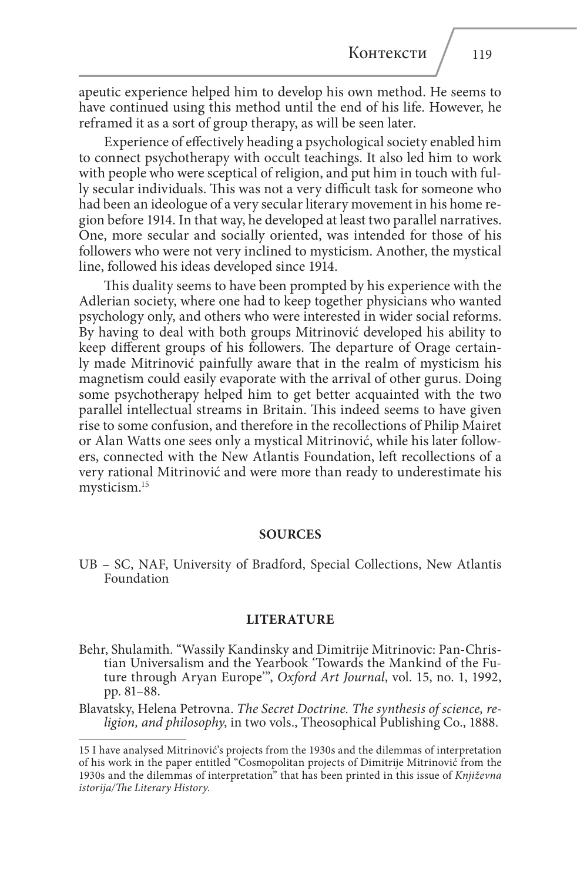apeutic experience helped him to develop his own method. He seems to have continued using this method until the end of his life. However, he reframed it as a sort of group therapy, as will be seen later.

Experience of effectively heading a psychological society enabled him to connect psychotherapy with occult teachings. It also led him to work with people who were sceptical of religion, and put him in touch with fully secular individuals. This was not a very difficult task for someone who had been an ideologue of a very secular literary movement in his home region before 1914. In that way, he developed at least two parallel narratives. One, more secular and socially oriented, was intended for those of his followers who were not very inclined to mysticism. Another, the mystical line, followed his ideas developed since 1914.

This duality seems to have been prompted by his experience with the Adlerian society, where one had to keep together physicians who wanted psychology only, and others who were interested in wider social reforms. By having to deal with both groups Mitrinović developed his ability to keep different groups of his followers. The departure of Orage certainly made Mitrinović painfully aware that in the realm of mysticism his magnetism could easily evaporate with the arrival of other gurus. Doing some psychotherapy helped him to get better acquainted with the two parallel intellectual streams in Britain. This indeed seems to have given rise to some confusion, and therefore in the recollections of Philip Mairet or Alan Watts one sees only a mystical Mitrinović, while his later followers, connected with the New Atlantis Foundation, left recollections of a very rational Mitrinović and were more than ready to underestimate his mysticism.[15]

## SOURCES

UB – SC, NAF, University of Bradford, Special Collections, New Atlantis Foundation

## LITERATURE

Behr, Shulamith. "Wassily Kandinsky and Dimitrije Mitrinovic: Pan-Christian Universalism and the Yearbook 'Towards the Mankind of the Future through Aryan Europe'", *Oxford Art Journal*, vol. 15, no. 1, 1992, pp. 81–88.

Blavatsky, Helena Petrovna. *The Secret Doctrine. The synthesis of science, religion, and philosophy*, in two vols., Theosophical Publishing Co., 1888.

15 I have analysed Mitrinović's projects from the 1930s and the dilemmas of interpretation of his work in the paper entitled "Cosmopolitan projects of Dimitrije Mitrinović from the 1930s and the dilemmas of interpretation" that has been printed in this issue of *Književna istorija/The Literary History*.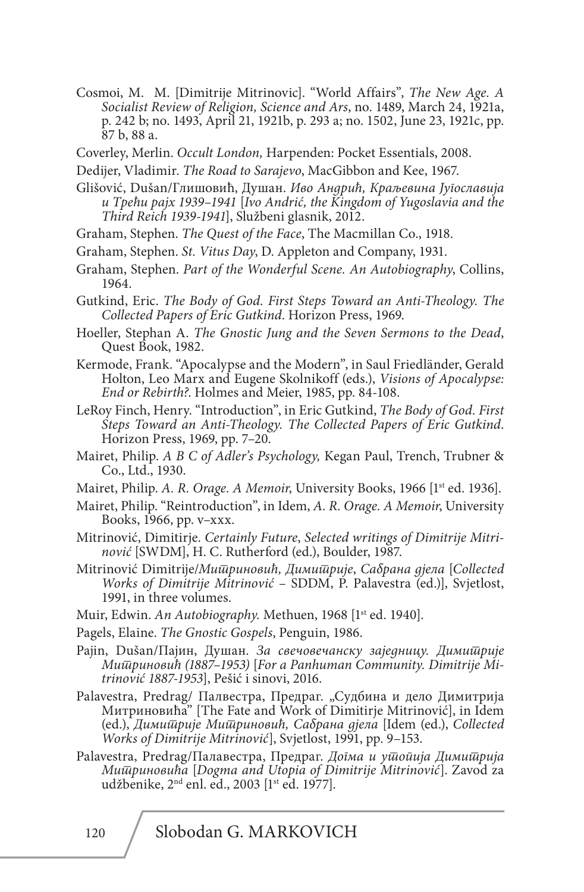Cosmoi, M. M. [Dimitrije Mitrinovic]. "World Affairs", *The New Age. A Socialist Review of Religion, Science and Ars*, no. 1489, March 24, 1921a, p. 242 b; no. 1493, April 21, 1921b, p. 293 a; no. 1502, June 23, 1921c, pp. 87 b, 88 a.

Coverley, Merlin. *Occult London,* Harpenden: Pocket Essentials, 2008.

Dedijer, Vladimir. *The Road to Sarajevo*, MacGibbon and Kee, 1967.

Glišović, Dušan/Глишовић, Душан. *Иво Андрић, Краљевина Југославија и Трећи рајх 1939–1941* [*Ivo Andrić, the Kingdom of Yugoslavia and the Third Reich 1939-1941*], Službeni glasnik, 2012.

Graham, Stephen. *The Quest of the Face*, The Macmillan Co., 1918.

Graham, Stephen. *St. Vitus Day*, D. Appleton and Company, 1931.

Graham, Stephen. *Part of the Wonderful Scene. An Autobiography*, Collins, 1964.

Gutkind, Eric. *The Body of God. First Steps Toward an Anti-Theology. The Collected Papers of Eric Gutkind*. Horizon Press, 1969.

Hoeller, Stephan A. *The Gnostic Jung and the Seven Sermons to the Dead*, Quest Book, 1982.

Kermode, Frank. "Apocalypse and the Modern", in Saul Friedländer, Gerald Holton, Leo Marx and Eugene Skolnikoff (eds.), *Visions of Apocalypse: End or Rebirth?*. Holmes and Meier, 1985, pp. 84-108.

LeRoy Finch, Henry. "Introduction", in Eric Gutkind, *The Body of God. First Steps Toward an Anti-Theology. The Collected Papers of Eric Gutkind*. Horizon Press, 1969, pp. 7–20.

Mairet, Philip. *A B C of Adler's Psychology,* Kegan Paul, Trench, Trubner & Co., Ltd., 1930.

Mairet, Philip. *A. R. Orage. A Memoir*, University Books, 1966 [1st ed. 1936].

Mairet, Philip. "Reintroduction", in Idem, *A. R. Orage. A Memoir*, University Books, 1966, pp. v–xxx.

Mitrinović, Dimitirje. *Certainly Future*, *Selected writings of Dimitrije Mitrinović* [SWDM], H. C. Rutherford (ed.), Boulder, 1987.

Mitrinović Dimitrije/*Митриновић, Димитрије*, *Сабрана дјела* [*Collected Works of Dimitrije Mitrinović* – SDDM, P. Palavestra (ed.)], Svjetlost, 1991, in three volumes.

Muir, Edwin. *An Autobiography.* Methuen, 1968 [1st ed. 1940].

Pagels, Elaine. *The Gnostic Gospels*, Penguin, 1986.

Pajin, Dušan/Пајин, Душан. *За свечовечанску заједницу. Димитрије Митриновић (1887–1953)* [*For a Panhuman Community. Dimitrije Mitrinović 1887-1953*], Pešić i sinovi, 2016.

Palavestra, Predrag/ Палвестра, Предраг. „Судбина и дело Димитрија Митриновића" [The Fate and Work of Dimitirje Mitrinović], in Idem (ed.), *Димитрије Митриновић, Сабрана дјела* [Idem (ed.), *Collected Works of Dimitrije Mitrinović*], Svjetlost, 1991, pp. 9–153.

Palavestra, Predrag/Палавестра, Предраг. *Догма и утопија Димитрија Митриновића* [*Dogma and Utopia of Dimitrije Mitrinović*]. Zavod za udžbenike, 2nd enl. ed., 2003 [1st ed. 1977].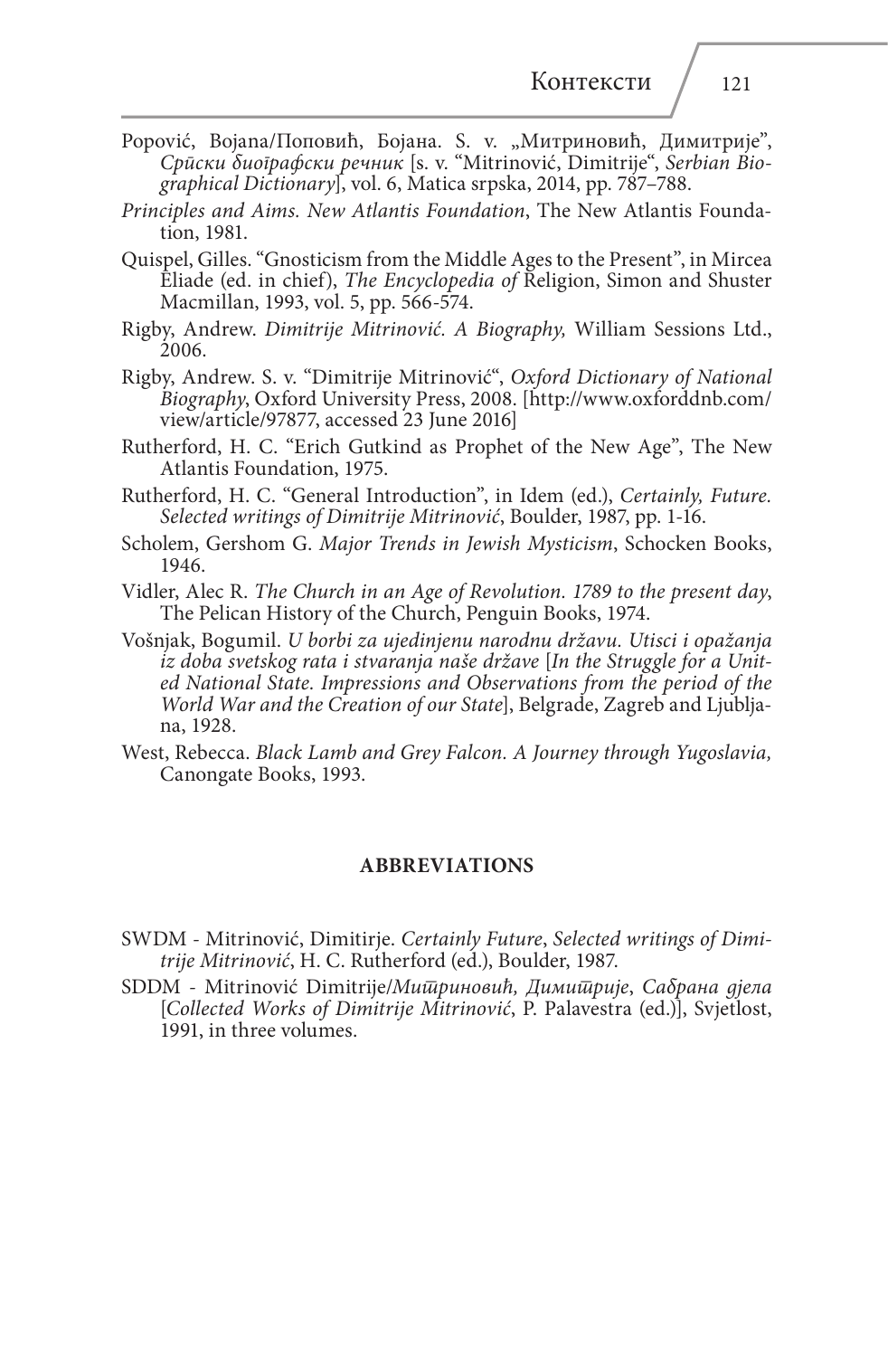Popović, Bojana/Поповић, Бојана. S. v. „Митриновић, Димитрије", *Срūски биоīрафски речник* [s. v. "Mitrinović, Dimitrije", *Serbian Biographical Dictionary*], vol. 6, Matica srpska, 2014, pp. 787–788.

*Principles and Aims. New Atlantis Foundation*, The New Atlantis Foundation, 1981.

Quispel, Gilles. "Gnosticism from the Middle Ages to the Present", in Mircea Eliade (ed. in chief), *The Encyclopedia of* Religion, Simon and Shuster Macmillan, 1993, vol. 5, pp. 566-574.

Rigby, Andrew. *Dimitrije Mitrinović. A Biography,* William Sessions Ltd., 2006.

Rigby, Andrew. S. v. "Dimitrije Mitrinović", *Oxford Dictionary of National Biography*, Oxford University Press, 2008. [http://www.oxforddnb.com/view/article/97877, accessed 23 June 2016]

Rutherford, H. C. "Erich Gutkind as Prophet of the New Age", The New Atlantis Foundation, 1975.

Rutherford, H. C. "General Introduction", in Idem (ed.), *Certainly, Future. Selected writings of Dimitrije Mitrinović*, Boulder, 1987, pp. 1-16.

Scholem, Gershom G. *Major Trends in Jewish Mysticism*, Schocken Books, 1946.

Vidler, Alec R. *The Church in an Age of Revolution. 1789 to the present day*, The Pelican History of the Church, Penguin Books, 1974.

Vošnjak, Bogumil. *U borbi za ujedinjenu narodnu državu. Utisci i opažanja iz doba svetskog rata i stvaranja naše države* [*In the Struggle for a United National State. Impressions and Observations from the period of the World War and the Creation of our State*], Belgrade, Zagreb and Ljubljana, 1928.

West, Rebecca. *Black Lamb and Grey Falcon. A Journey through Yugoslavia,* Canongate Books, 1993.

## ABBREVIATIONS

SWDM - Mitrinović, Dimitirje. *Certainly Future*, *Selected writings of Dimitrije Mitrinović*, H. C. Rutherford (ed.), Boulder, 1987.

SDDM - Mitrinović Dimitrije/*Миѿриновић, Димиѿрије*, *Сабрана дјела* [*Collected Works of Dimitrije Mitrinović*, P. Palavestra (ed.)], Svjetlost, 1991, in three volumes.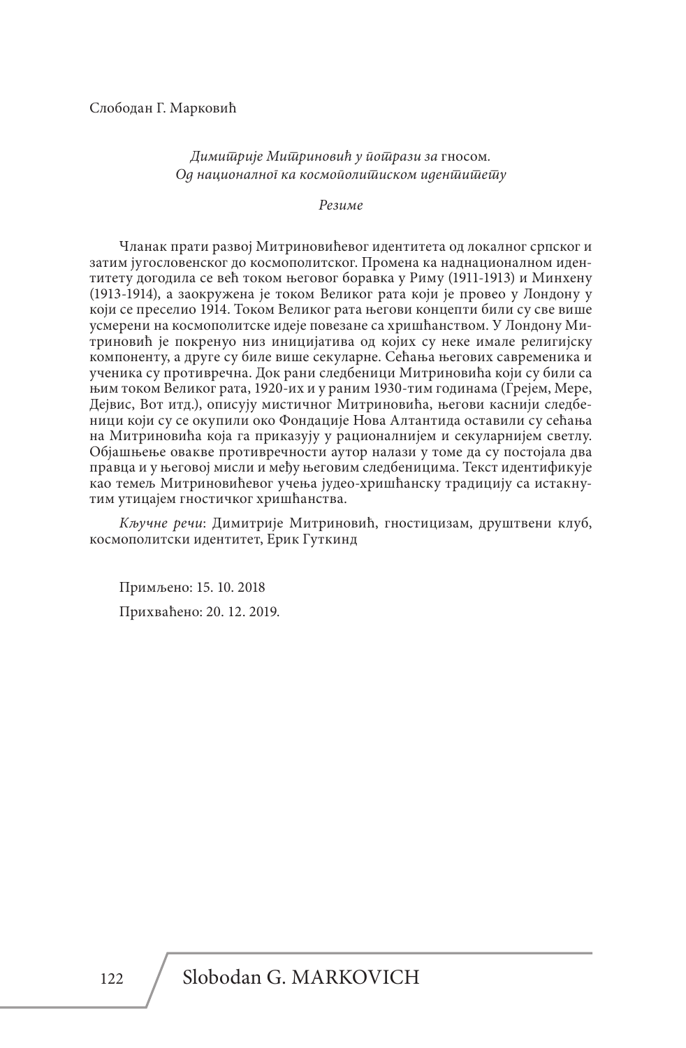Слободан Г. Марковић

*Димитрије Митриновић у потрази за* гносом.
*Од националног ка космополитиском идентитету*

*Резиме*

Чланак прати развој Митриновићевог идентитета од локалног српског и затим југословенског до космополитског. Промена ка наднационалном идентитету догодила се већ током његовог боравка у Риму (1911-1913) и Минхену (1913-1914), а заокружена је током Великог рата који је провео у Лондону у који се преселио 1914. Током Великог рата његови концепти били су све више усмерени на космополитске идеје повезане са хришћанством. У Лондону Митриновић је покренуо низ иницијатива од којих су неке имале религијску компоненту, а друге су биле више секуларне. Сећања његових савременика и ученика су противречна. Док рани следбеници Митриновића који су били са њим током Великог рата, 1920-их и у раним 1930-тим годинама (Грејем, Мере, Дејвис, Вот итд.), описују мистичног Митриновића, његови каснији следбеници који су се окупили око Фондације Нова Алтантида оставили су сећања на Митриновића која га приказују у рационалнијем и секуларнијем светлу. Објашњење овакве противречности аутор налази у томе да су постојала два правца и у његовој мисли и међу његовим следбеницима. Текст идентификује као темељ Митриновићевог учења јудео-хришћанску традицију са истакнутим утицајем гностичког хришћанства.

*Кључне речи*: Димитрије Митриновић, гностицизам, друштвени клуб, космополитски идентитет, Ерик Гуткинд

Примљено: 15. 10. 2018

Прихваћено: 20. 12. 2019.